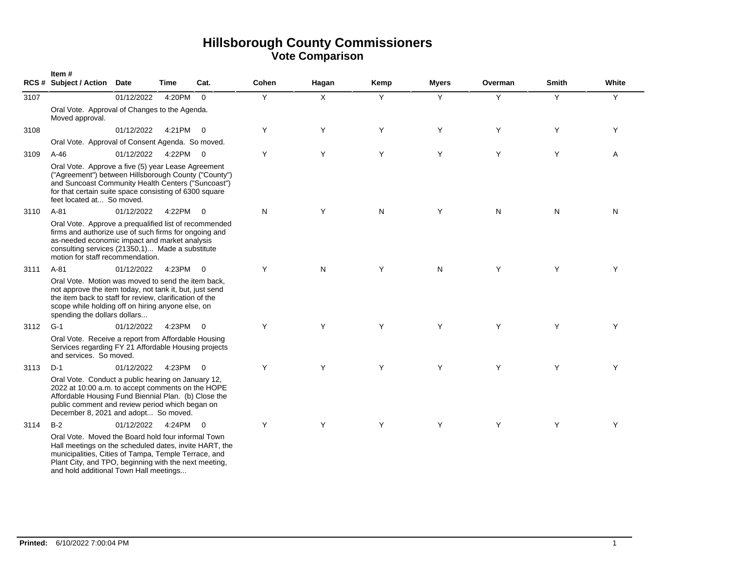# Hillsborough County Commissioners
## Vote Comparison

| RCS # | Item # Subject / Action | Date | Time | Cat. | Cohen | Hagan | Kemp | Myers | Overman | Smith | White |
|---|---|---|---|---|---|---|---|---|---|---|---|
| 3107 | | 01/12/2022 | 4:20PM | 0 | Y | X | Y | Y | Y | Y | Y |
| | Oral Vote. Approval of Changes to the Agenda. Moved approval. | | | | | | | | | | |
| 3108 | | 01/12/2022 | 4:21PM | 0 | Y | Y | Y | Y | Y | Y | Y |
| | Oral Vote. Approval of Consent Agenda. So moved. | | | | | | | | | | |
| 3109 | A-46 | 01/12/2022 | 4:22PM | 0 | Y | Y | Y | Y | Y | Y | A |
| | Oral Vote. Approve a five (5) year Lease Agreement ("Agreement") between Hillsborough County ("County") and Suncoast Community Health Centers ("Suncoast") for that certain suite space consisting of 6300 square feet located at... So moved. | | | | | | | | | | |
| 3110 | A-81 | 01/12/2022 | 4:22PM | 0 | N | Y | N | Y | N | N | N |
| | Oral Vote. Approve a prequalified list of recommended firms and authorize use of such firms for ongoing and as-needed economic impact and market analysis consulting services (21350,1)... Made a substitute motion for staff recommendation. | | | | | | | | | | |
| 3111 | A-81 | 01/12/2022 | 4:23PM | 0 | Y | N | Y | N | Y | Y | Y |
| | Oral Vote. Motion was moved to send the item back, not approve the item today, not tank it, but, just send the item back to staff for review, clarification of the scope while holding off on hiring anyone else, on spending the dollars dollars... | | | | | | | | | | |
| 3112 | G-1 | 01/12/2022 | 4:23PM | 0 | Y | Y | Y | Y | Y | Y | Y |
| | Oral Vote. Receive a report from Affordable Housing Services regarding FY 21 Affordable Housing projects and services. So moved. | | | | | | | | | | |
| 3113 | D-1 | 01/12/2022 | 4:23PM | 0 | Y | Y | Y | Y | Y | Y | Y |
| | Oral Vote. Conduct a public hearing on January 12, 2022 at 10:00 a.m. to accept comments on the HOPE Affordable Housing Fund Biennial Plan. (b) Close the public comment and review period which began on December 8, 2021 and adopt... So moved. | | | | | | | | | | |
| 3114 | B-2 | 01/12/2022 | 4:24PM | 0 | Y | Y | Y | Y | Y | Y | Y |
| | Oral Vote. Moved the Board hold four informal Town Hall meetings on the scheduled dates, invite HART, the municipalities, Cities of Tampa, Temple Terrace, and Plant City, and TPO, beginning with the next meeting, and hold additional Town Hall meetings... | | | | | | | | | | |

**Printed:** 6/10/2022 7:00:04 PM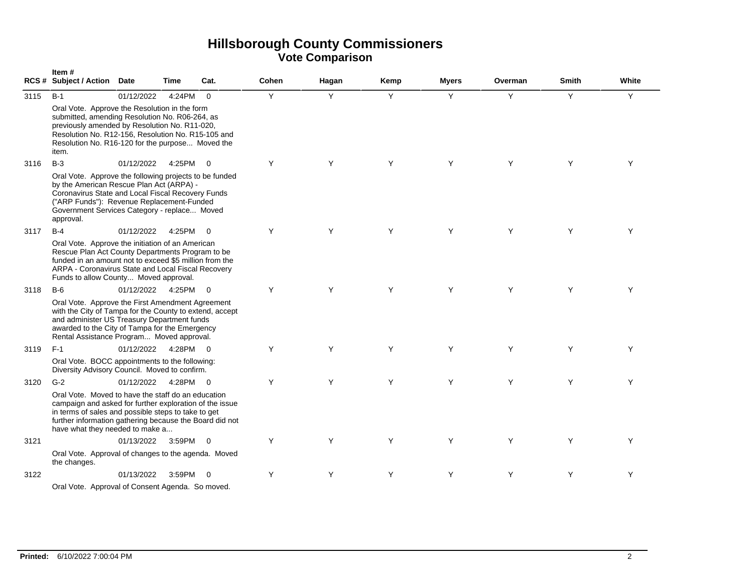# Hillsborough County Commissioners
## Vote Comparison

| RCS # | Item # Subject / Action | Date | Time | Cat. | Cohen | Hagan | Kemp | Myers | Overman | Smith | White |
|---|---|---|---|---|---|---|---|---|---|---|---|
| 3115 | B-1 | 01/12/2022 | 4:24PM | 0 | Y | Y | Y | Y | Y | Y | Y |
| | Oral Vote. Approve the Resolution in the form submitted, amending Resolution No. R06-264, as previously amended by Resolution No. R11-020, Resolution No. R12-156, Resolution No. R15-105 and Resolution No. R16-120 for the purpose... Moved the item. | | | | | | | | | | |
| 3116 | B-3 | 01/12/2022 | 4:25PM | 0 | Y | Y | Y | Y | Y | Y | Y |
| | Oral Vote. Approve the following projects to be funded by the American Rescue Plan Act (ARPA) - Coronavirus State and Local Fiscal Recovery Funds ("ARP Funds"): Revenue Replacement-Funded Government Services Category - replace... Moved approval. | | | | | | | | | | |
| 3117 | B-4 | 01/12/2022 | 4:25PM | 0 | Y | Y | Y | Y | Y | Y | Y |
| | Oral Vote. Approve the initiation of an American Rescue Plan Act County Departments Program to be funded in an amount not to exceed $5 million from the ARPA - Coronavirus State and Local Fiscal Recovery Funds to allow County... Moved approval. | | | | | | | | | | |
| 3118 | B-6 | 01/12/2022 | 4:25PM | 0 | Y | Y | Y | Y | Y | Y | Y |
| | Oral Vote. Approve the First Amendment Agreement with the City of Tampa for the County to extend, accept and administer US Treasury Department funds awarded to the City of Tampa for the Emergency Rental Assistance Program... Moved approval. | | | | | | | | | | |
| 3119 | F-1 | 01/12/2022 | 4:28PM | 0 | Y | Y | Y | Y | Y | Y | Y |
| | Oral Vote. BOCC appointments to the following: Diversity Advisory Council. Moved to confirm. | | | | | | | | | | |
| 3120 | G-2 | 01/12/2022 | 4:28PM | 0 | Y | Y | Y | Y | Y | Y | Y |
| | Oral Vote. Moved to have the staff do an education campaign and asked for further exploration of the issue in terms of sales and possible steps to take to get further information gathering because the Board did not have what they needed to make a... | | | | | | | | | | |
| 3121 | | 01/13/2022 | 3:59PM | 0 | Y | Y | Y | Y | Y | Y | Y |
| | Oral Vote. Approval of changes to the agenda. Moved the changes. | | | | | | | | | | |
| 3122 | | 01/13/2022 | 3:59PM | 0 | Y | Y | Y | Y | Y | Y | Y |
| | Oral Vote. Approval of Consent Agenda. So moved. | | | | | | | | | | |

**Printed:** 6/10/2022 7:00:04 PM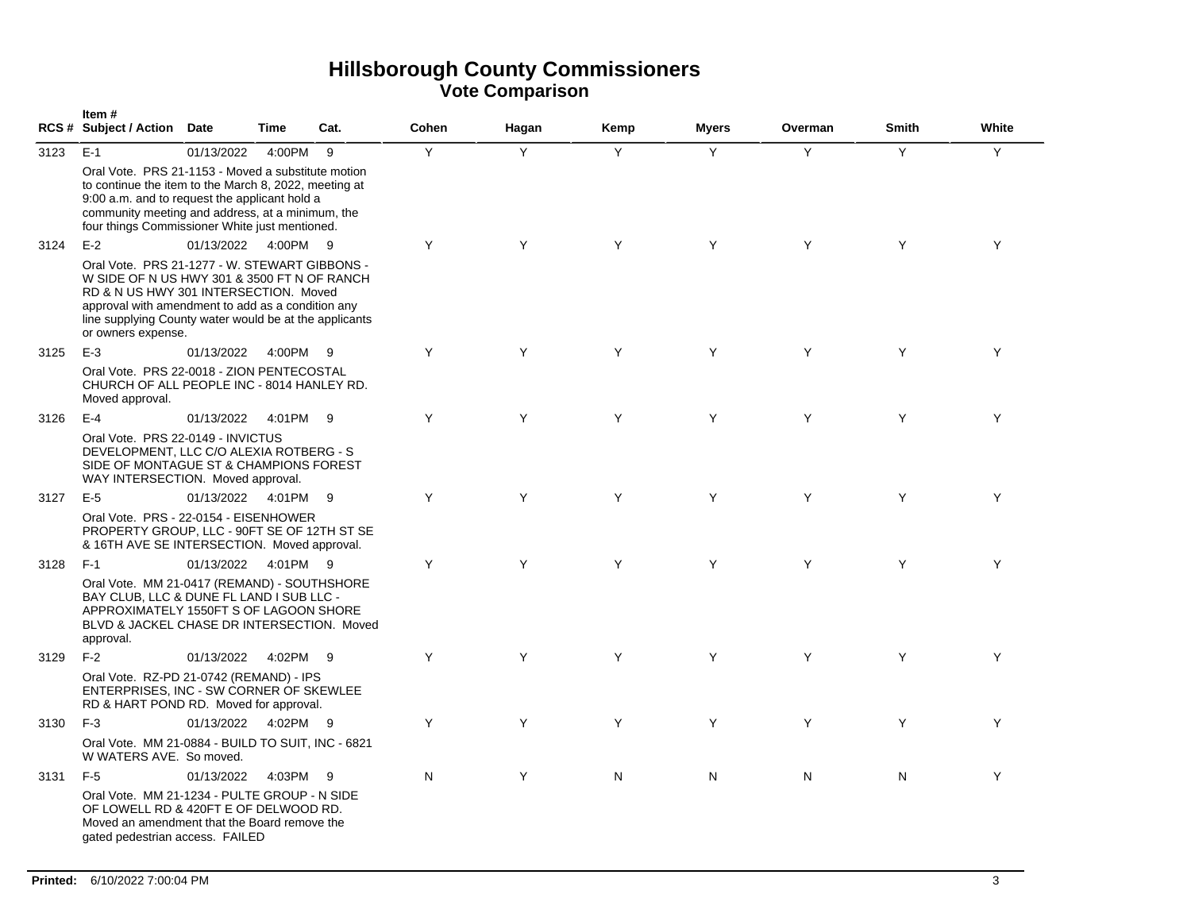# Hillsborough County Commissioners
## Vote Comparison

| RCS # | Item # Subject / Action | Date | Time | Cat. | Cohen | Hagan | Kemp | Myers | Overman | Smith | White |
|---|---|---|---|---|---|---|---|---|---|---|---|
| 3123 | E-1 | 01/13/2022 | 4:00PM | 9 | Y | Y | Y | Y | Y | Y | Y |
| | Oral Vote. PRS 21-1153 - Moved a substitute motion to continue the item to the March 8, 2022, meeting at 9:00 a.m. and to request the applicant hold a community meeting and address, at a minimum, the four things Commissioner White just mentioned. | | | | | | | | | | |
| 3124 | E-2 | 01/13/2022 | 4:00PM | 9 | Y | Y | Y | Y | Y | Y | Y |
| | Oral Vote. PRS 21-1277 - W. STEWART GIBBONS - W SIDE OF N US HWY 301 & 3500 FT N OF RANCH RD & N US HWY 301 INTERSECTION. Moved approval with amendment to add as a condition any line supplying County water would be at the applicants or owners expense. | | | | | | | | | | |
| 3125 | E-3 | 01/13/2022 | 4:00PM | 9 | Y | Y | Y | Y | Y | Y | Y |
| | Oral Vote. PRS 22-0018 - ZION PENTECOSTAL CHURCH OF ALL PEOPLE INC - 8014 HANLEY RD. Moved approval. | | | | | | | | | | |
| 3126 | E-4 | 01/13/2022 | 4:01PM | 9 | Y | Y | Y | Y | Y | Y | Y |
| | Oral Vote. PRS 22-0149 - INVICTUS DEVELOPMENT, LLC C/O ALEXIA ROTBERG - S SIDE OF MONTAGUE ST & CHAMPIONS FOREST WAY INTERSECTION. Moved approval. | | | | | | | | | | |
| 3127 | E-5 | 01/13/2022 | 4:01PM | 9 | Y | Y | Y | Y | Y | Y | Y |
| | Oral Vote. PRS - 22-0154 - EISENHOWER PROPERTY GROUP, LLC - 90FT SE OF 12TH ST SE & 16TH AVE SE INTERSECTION. Moved approval. | | | | | | | | | | |
| 3128 | F-1 | 01/13/2022 | 4:01PM | 9 | Y | Y | Y | Y | Y | Y | Y |
| | Oral Vote. MM 21-0417 (REMAND) - SOUTHSHORE BAY CLUB, LLC & DUNE FL LAND I SUB LLC - APPROXIMATELY 1550FT S OF LAGOON SHORE BLVD & JACKEL CHASE DR INTERSECTION. Moved approval. | | | | | | | | | | |
| 3129 | F-2 | 01/13/2022 | 4:02PM | 9 | Y | Y | Y | Y | Y | Y | Y |
| | Oral Vote. RZ-PD 21-0742 (REMAND) - IPS ENTERPRISES, INC - SW CORNER OF SKEWLEE RD & HART POND RD. Moved for approval. | | | | | | | | | | |
| 3130 | F-3 | 01/13/2022 | 4:02PM | 9 | Y | Y | Y | Y | Y | Y | Y |
| | Oral Vote. MM 21-0884 - BUILD TO SUIT, INC - 6821 W WATERS AVE. So moved. | | | | | | | | | | |
| 3131 | F-5 | 01/13/2022 | 4:03PM | 9 | N | Y | N | N | N | N | Y |
| | Oral Vote. MM 21-1234 - PULTE GROUP - N SIDE OF LOWELL RD & 420FT E OF DELWOOD RD. Moved an amendment that the Board remove the gated pedestrian access. FAILED | | | | | | | | | | |

**Printed:** 6/10/2022 7:00:04 PM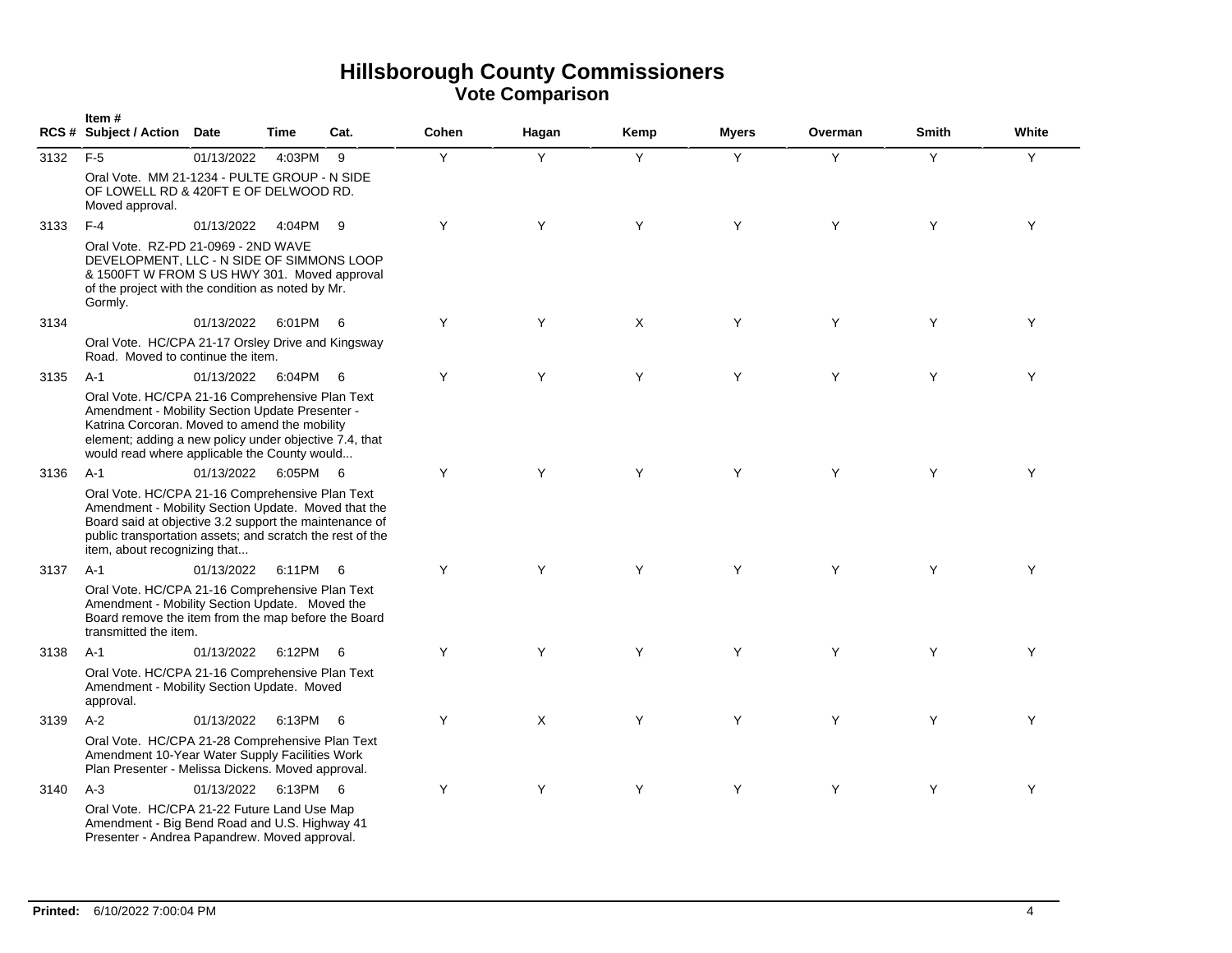# Hillsborough County Commissioners
## Vote Comparison

| RCS # | Item # Subject / Action | Date | Time | Cat. | Cohen | Hagan | Kemp | Myers | Overman | Smith | White |
|---|---|---|---|---|---|---|---|---|---|---|---|
| 3132 | F-5 | 01/13/2022 | 4:03PM | 9 | Y | Y | Y | Y | Y | Y | Y |
| | Oral Vote. MM 21-1234 - PULTE GROUP - N SIDE OF LOWELL RD & 420FT E OF DELWOOD RD. Moved approval. | | | | | | | | | | |
| 3133 | F-4 | 01/13/2022 | 4:04PM | 9 | Y | Y | Y | Y | Y | Y | Y |
| | Oral Vote. RZ-PD 21-0969 - 2ND WAVE DEVELOPMENT, LLC - N SIDE OF SIMMONS LOOP & 1500FT W FROM S US HWY 301. Moved approval of the project with the condition as noted by Mr. Gormly. | | | | | | | | | | |
| 3134 | | 01/13/2022 | 6:01PM | 6 | Y | Y | X | Y | Y | Y | Y |
| | Oral Vote. HC/CPA 21-17 Orsley Drive and Kingsway Road. Moved to continue the item. | | | | | | | | | | |
| 3135 | A-1 | 01/13/2022 | 6:04PM | 6 | Y | Y | Y | Y | Y | Y | Y |
| | Oral Vote. HC/CPA 21-16 Comprehensive Plan Text Amendment - Mobility Section Update Presenter - Katrina Corcoran. Moved to amend the mobility element; adding a new policy under objective 7.4, that would read where applicable the County would... | | | | | | | | | | |
| 3136 | A-1 | 01/13/2022 | 6:05PM | 6 | Y | Y | Y | Y | Y | Y | Y |
| | Oral Vote. HC/CPA 21-16 Comprehensive Plan Text Amendment - Mobility Section Update. Moved that the Board said at objective 3.2 support the maintenance of public transportation assets; and scratch the rest of the item, about recognizing that... | | | | | | | | | | |
| 3137 | A-1 | 01/13/2022 | 6:11PM | 6 | Y | Y | Y | Y | Y | Y | Y |
| | Oral Vote. HC/CPA 21-16 Comprehensive Plan Text Amendment - Mobility Section Update. Moved the Board remove the item from the map before the Board transmitted the item. | | | | | | | | | | |
| 3138 | A-1 | 01/13/2022 | 6:12PM | 6 | Y | Y | Y | Y | Y | Y | Y |
| | Oral Vote. HC/CPA 21-16 Comprehensive Plan Text Amendment - Mobility Section Update. Moved approval. | | | | | | | | | | |
| 3139 | A-2 | 01/13/2022 | 6:13PM | 6 | Y | X | Y | Y | Y | Y | Y |
| | Oral Vote. HC/CPA 21-28 Comprehensive Plan Text Amendment 10-Year Water Supply Facilities Work Plan Presenter - Melissa Dickens. Moved approval. | | | | | | | | | | |
| 3140 | A-3 | 01/13/2022 | 6:13PM | 6 | Y | Y | Y | Y | Y | Y | Y |
| | Oral Vote. HC/CPA 21-22 Future Land Use Map Amendment - Big Bend Road and U.S. Highway 41 Presenter - Andrea Papandrew. Moved approval. | | | | | | | | | | |

**Printed:** 6/10/2022 7:00:04 PM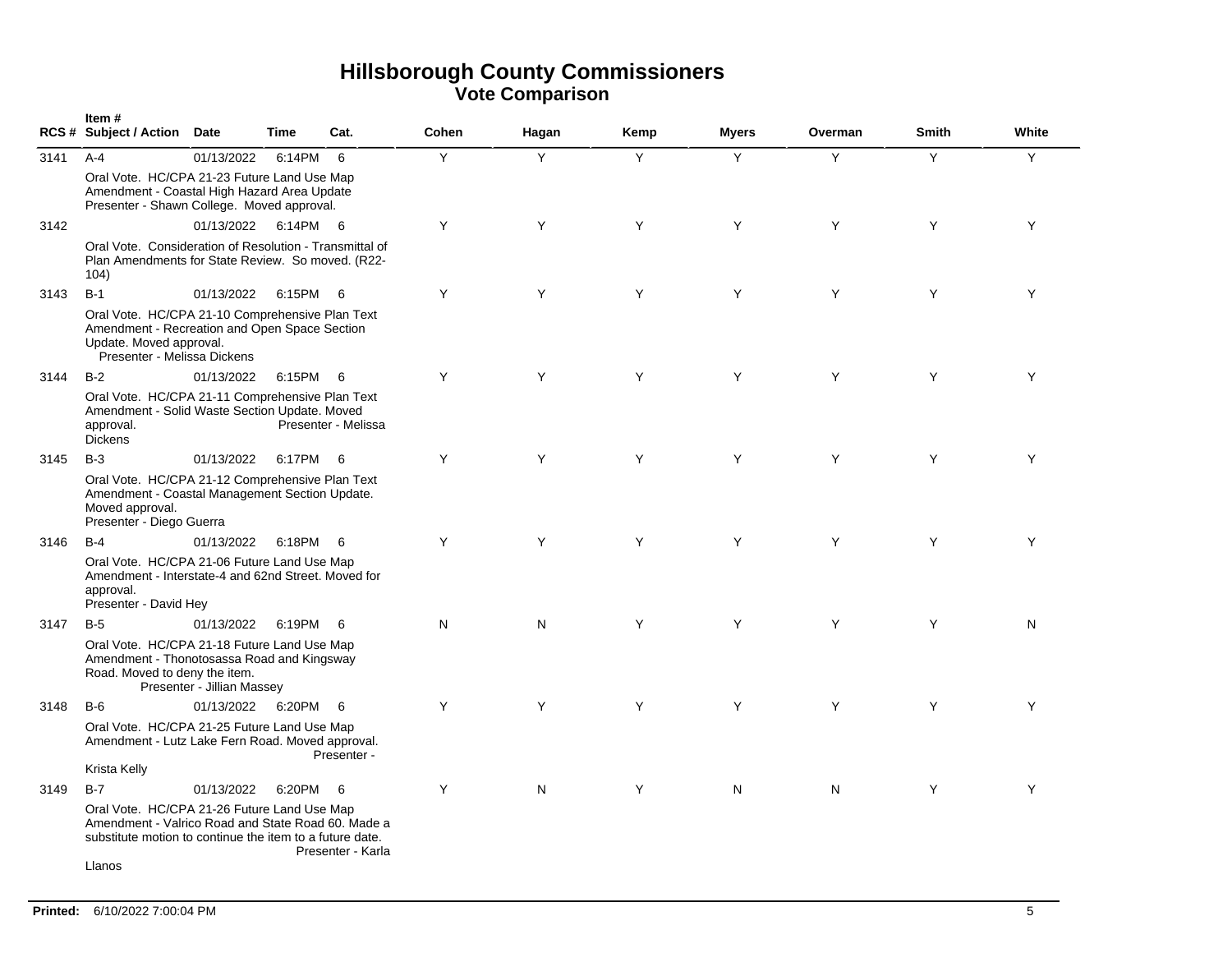# Hillsborough County Commissioners

## Vote Comparison

| RCS # | Item # Subject / Action | Date | Time | Cat. | Cohen | Hagan | Kemp | Myers | Overman | Smith | White |
|---|---|---|---|---|---|---|---|---|---|---|---|
| 3141 | A-4<br>Oral Vote. HC/CPA 21-23 Future Land Use Map Amendment - Coastal High Hazard Area Update Presenter - Shawn College. Moved approval. | 01/13/2022 | 6:14PM | 6 | Y | Y | Y | Y | Y | Y | Y |
| 3142 | Oral Vote. Consideration of Resolution - Transmittal of Plan Amendments for State Review. So moved. (R22-104) | 01/13/2022 | 6:14PM | 6 | Y | Y | Y | Y | Y | Y | Y |
| 3143 | B-1<br>Oral Vote. HC/CPA 21-10 Comprehensive Plan Text Amendment - Recreation and Open Space Section Update. Moved approval. Presenter - Melissa Dickens | 01/13/2022 | 6:15PM | 6 | Y | Y | Y | Y | Y | Y | Y |
| 3144 | B-2<br>Oral Vote. HC/CPA 21-11 Comprehensive Plan Text Amendment - Solid Waste Section Update. Moved approval. Presenter - Melissa Dickens | 01/13/2022 | 6:15PM | 6 | Y | Y | Y | Y | Y | Y | Y |
| 3145 | B-3<br>Oral Vote. HC/CPA 21-12 Comprehensive Plan Text Amendment - Coastal Management Section Update. Moved approval. Presenter - Diego Guerra | 01/13/2022 | 6:17PM | 6 | Y | Y | Y | Y | Y | Y | Y |
| 3146 | B-4<br>Oral Vote. HC/CPA 21-06 Future Land Use Map Amendment - Interstate-4 and 62nd Street. Moved for approval. Presenter - David Hey | 01/13/2022 | 6:18PM | 6 | Y | Y | Y | Y | Y | Y | Y |
| 3147 | B-5<br>Oral Vote. HC/CPA 21-18 Future Land Use Map Amendment - Thonotosassa Road and Kingsway Road. Moved to deny the item. Presenter - Jillian Massey | 01/13/2022 | 6:19PM | 6 | N | N | Y | Y | Y | Y | N |
| 3148 | B-6<br>Oral Vote. HC/CPA 21-25 Future Land Use Map Amendment - Lutz Lake Fern Road. Moved approval. Presenter - Krista Kelly | 01/13/2022 | 6:20PM | 6 | Y | Y | Y | Y | Y | Y | Y |
| 3149 | B-7<br>Oral Vote. HC/CPA 21-26 Future Land Use Map Amendment - Valrico Road and State Road 60. Made a substitute motion to continue the item to a future date. Presenter - Karla Llanos | 01/13/2022 | 6:20PM | 6 | Y | N | Y | N | N | Y | Y |

**Printed:** 6/10/2022 7:00:04 PM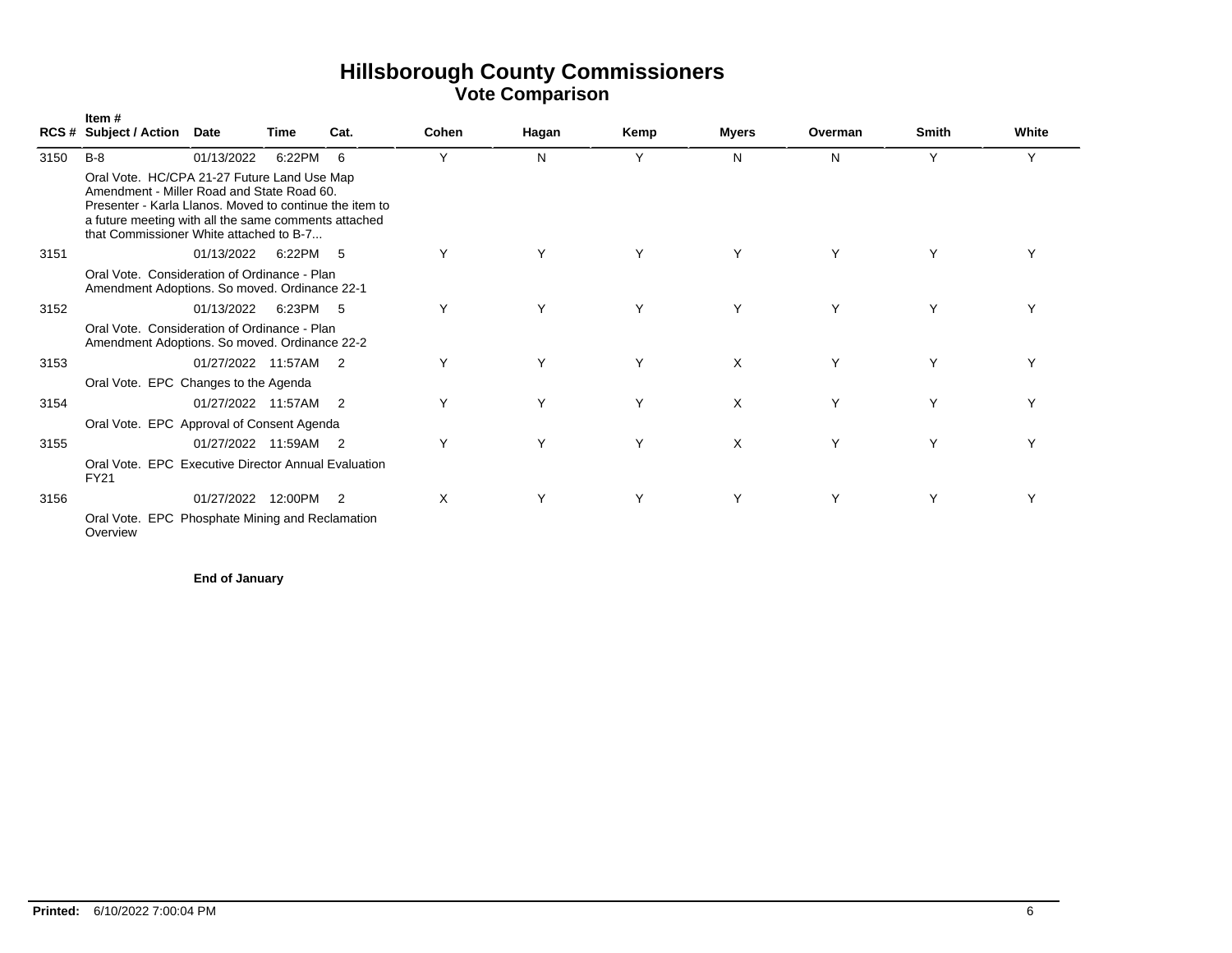# Hillsborough County Commissioners
## Vote Comparison

| RCS # | Item # Subject / Action | Date | Time | Cat. | Cohen | Hagan | Kemp | Myers | Overman | Smith | White |
|---|---|---|---|---|---|---|---|---|---|---|---|
| 3150 | B-8 | 01/13/2022 | 6:22PM | 6 | Y | N | Y | N | N | Y | Y |
| | Oral Vote. HC/CPA 21-27 Future Land Use Map Amendment - Miller Road and State Road 60. Presenter - Karla Llanos. Moved to continue the item to a future meeting with all the same comments attached that Commissioner White attached to B-7... | | | | | | | | | | |
| 3151 | | 01/13/2022 | 6:22PM | 5 | Y | Y | Y | Y | Y | Y | Y |
| | Oral Vote. Consideration of Ordinance - Plan Amendment Adoptions. So moved. Ordinance 22-1 | | | | | | | | | | |
| 3152 | | 01/13/2022 | 6:23PM | 5 | Y | Y | Y | Y | Y | Y | Y |
| | Oral Vote. Consideration of Ordinance - Plan Amendment Adoptions. So moved. Ordinance 22-2 | | | | | | | | | | |
| 3153 | | 01/27/2022 | 11:57AM | 2 | Y | Y | Y | X | Y | Y | Y |
| | Oral Vote. EPC Changes to the Agenda | | | | | | | | | | |
| 3154 | | 01/27/2022 | 11:57AM | 2 | Y | Y | Y | X | Y | Y | Y |
| | Oral Vote. EPC Approval of Consent Agenda | | | | | | | | | | |
| 3155 | | 01/27/2022 | 11:59AM | 2 | Y | Y | Y | X | Y | Y | Y |
| | Oral Vote. EPC Executive Director Annual Evaluation FY21 | | | | | | | | | | |
| 3156 | | 01/27/2022 | 12:00PM | 2 | X | Y | Y | Y | Y | Y | Y |
| | Oral Vote. EPC Phosphate Mining and Reclamation Overview | | | | | | | | | | |

**End of January**

**Printed:** 6/10/2022 7:00:04 PM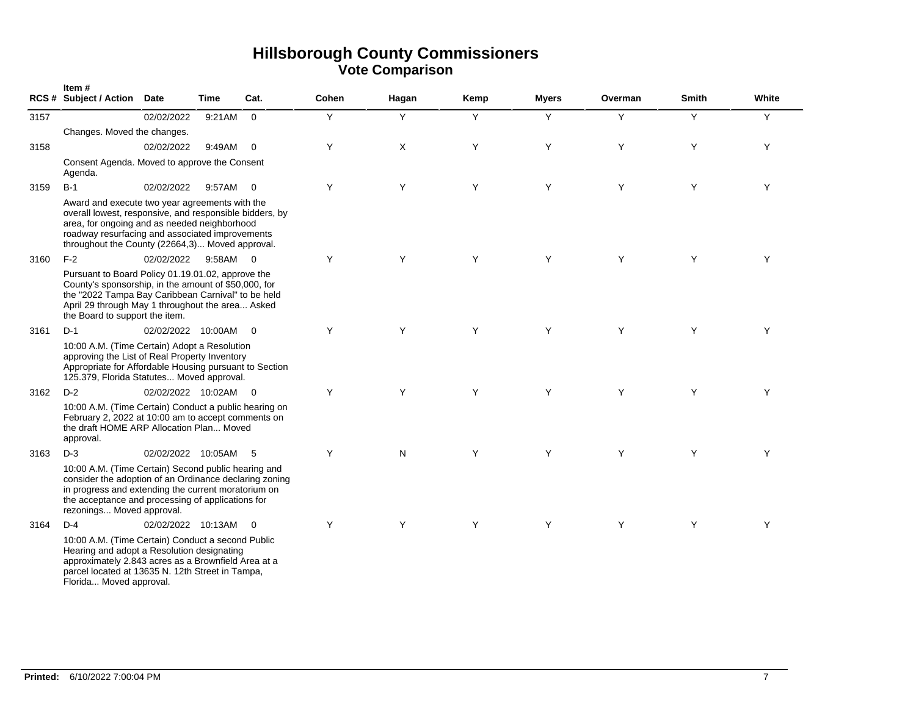# Hillsborough County Commissioners
## Vote Comparison

| RCS # | Item # Subject / Action | Date | Time | Cat. | Cohen | Hagan | Kemp | Myers | Overman | Smith | White |
|---|---|---|---|---|---|---|---|---|---|---|---|
| 3157 | | 02/02/2022 | 9:21AM | 0 | Y | Y | Y | Y | Y | Y | Y |
| | Changes. Moved the changes. | | | | | | | | | | |
| 3158 | | 02/02/2022 | 9:49AM | 0 | Y | X | Y | Y | Y | Y | Y |
| | Consent Agenda. Moved to approve the Consent Agenda. | | | | | | | | | | |
| 3159 | B-1 | 02/02/2022 | 9:57AM | 0 | Y | Y | Y | Y | Y | Y | Y |
| | Award and execute two year agreements with the overall lowest, responsive, and responsible bidders, by area, for ongoing and as needed neighborhood roadway resurfacing and associated improvements throughout the County (22664,3)... Moved approval. | | | | | | | | | | |
| 3160 | F-2 | 02/02/2022 | 9:58AM | 0 | Y | Y | Y | Y | Y | Y | Y |
| | Pursuant to Board Policy 01.19.01.02, approve the County's sponsorship, in the amount of $50,000, for the "2022 Tampa Bay Caribbean Carnival" to be held April 29 through May 1 throughout the area... Asked the Board to support the item. | | | | | | | | | | |
| 3161 | D-1 | 02/02/2022 | 10:00AM | 0 | Y | Y | Y | Y | Y | Y | Y |
| | 10:00 A.M. (Time Certain) Adopt a Resolution approving the List of Real Property Inventory Appropriate for Affordable Housing pursuant to Section 125.379, Florida Statutes... Moved approval. | | | | | | | | | | |
| 3162 | D-2 | 02/02/2022 | 10:02AM | 0 | Y | Y | Y | Y | Y | Y | Y |
| | 10:00 A.M. (Time Certain) Conduct a public hearing on February 2, 2022 at 10:00 am to accept comments on the draft HOME ARP Allocation Plan... Moved approval. | | | | | | | | | | |
| 3163 | D-3 | 02/02/2022 | 10:05AM | 5 | Y | N | Y | Y | Y | Y | Y |
| | 10:00 A.M. (Time Certain) Second public hearing and consider the adoption of an Ordinance declaring zoning in progress and extending the current moratorium on the acceptance and processing of applications for rezonings... Moved approval. | | | | | | | | | | |
| 3164 | D-4 | 02/02/2022 | 10:13AM | 0 | Y | Y | Y | Y | Y | Y | Y |
| | 10:00 A.M. (Time Certain) Conduct a second Public Hearing and adopt a Resolution designating approximately 2.843 acres as a Brownfield Area at a parcel located at 13635 N. 12th Street in Tampa, Florida... Moved approval. | | | | | | | | | | |

**Printed:** 6/10/2022 7:00:04 PM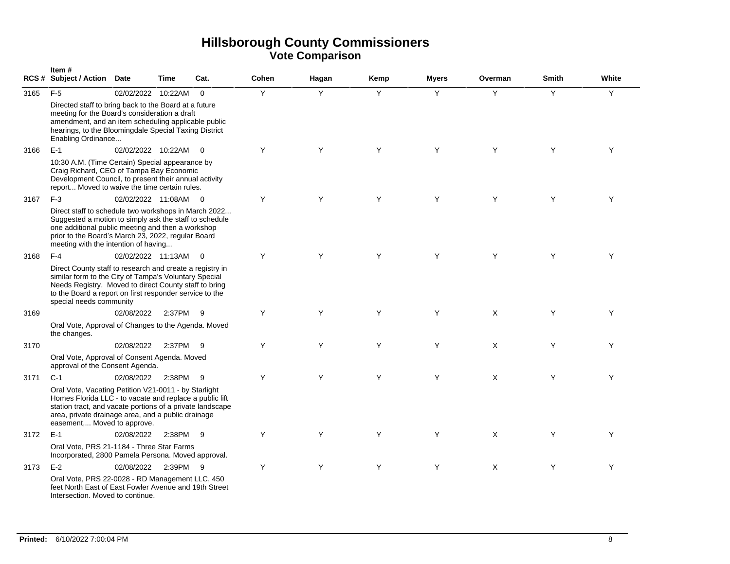# Hillsborough County Commissioners
## Vote Comparison

| RCS # | Item # Subject / Action | Date | Time | Cat. | Cohen | Hagan | Kemp | Myers | Overman | Smith | White |
|---|---|---|---|---|---|---|---|---|---|---|---|
| 3165 | F-5<br>Directed staff to bring back to the Board at a future meeting for the Board's consideration a draft amendment, and an item scheduling applicable public hearings, to the Bloomingdale Special Taxing District Enabling Ordinance... | 02/02/2022 | 10:22AM | 0 | Y | Y | Y | Y | Y | Y | Y |
| 3166 | E-1<br>10:30 A.M. (Time Certain) Special appearance by Craig Richard, CEO of Tampa Bay Economic Development Council, to present their annual activity report... Moved to waive the time certain rules. | 02/02/2022 | 10:22AM | 0 | Y | Y | Y | Y | Y | Y | Y |
| 3167 | F-3<br>Direct staff to schedule two workshops in March 2022... Suggested a motion to simply ask the staff to schedule one additional public meeting and then a workshop prior to the Board's March 23, 2022, regular Board meeting with the intention of having... | 02/02/2022 | 11:08AM | 0 | Y | Y | Y | Y | Y | Y | Y |
| 3168 | F-4<br>Direct County staff to research and create a registry in similar form to the City of Tampa's Voluntary Special Needs Registry. Moved to direct County staff to bring to the Board a report on first responder service to the special needs community | 02/02/2022 | 11:13AM | 0 | Y | Y | Y | Y | Y | Y | Y |
| 3169 | Oral Vote, Approval of Changes to the Agenda. Moved the changes. | 02/08/2022 | 2:37PM | 9 | Y | Y | Y | Y | X | Y | Y |
| 3170 | Oral Vote, Approval of Consent Agenda. Moved approval of the Consent Agenda. | 02/08/2022 | 2:37PM | 9 | Y | Y | Y | Y | X | Y | Y |
| 3171 | C-1<br>Oral Vote, Vacating Petition V21-0011 - by Starlight Homes Florida LLC - to vacate and replace a public lift station tract, and vacate portions of a private landscape area, private drainage area, and a public drainage easement,... Moved to approve. | 02/08/2022 | 2:38PM | 9 | Y | Y | Y | Y | X | Y | Y |
| 3172 | E-1<br>Oral Vote, PRS 21-1184 - Three Star Farms Incorporated, 2800 Pamela Persona. Moved approval. | 02/08/2022 | 2:38PM | 9 | Y | Y | Y | Y | X | Y | Y |
| 3173 | E-2<br>Oral Vote, PRS 22-0028 - RD Management LLC, 450 feet North East of East Fowler Avenue and 19th Street Intersection. Moved to continue. | 02/08/2022 | 2:39PM | 9 | Y | Y | Y | Y | X | Y | Y |

**Printed:** 6/10/2022 7:00:04 PM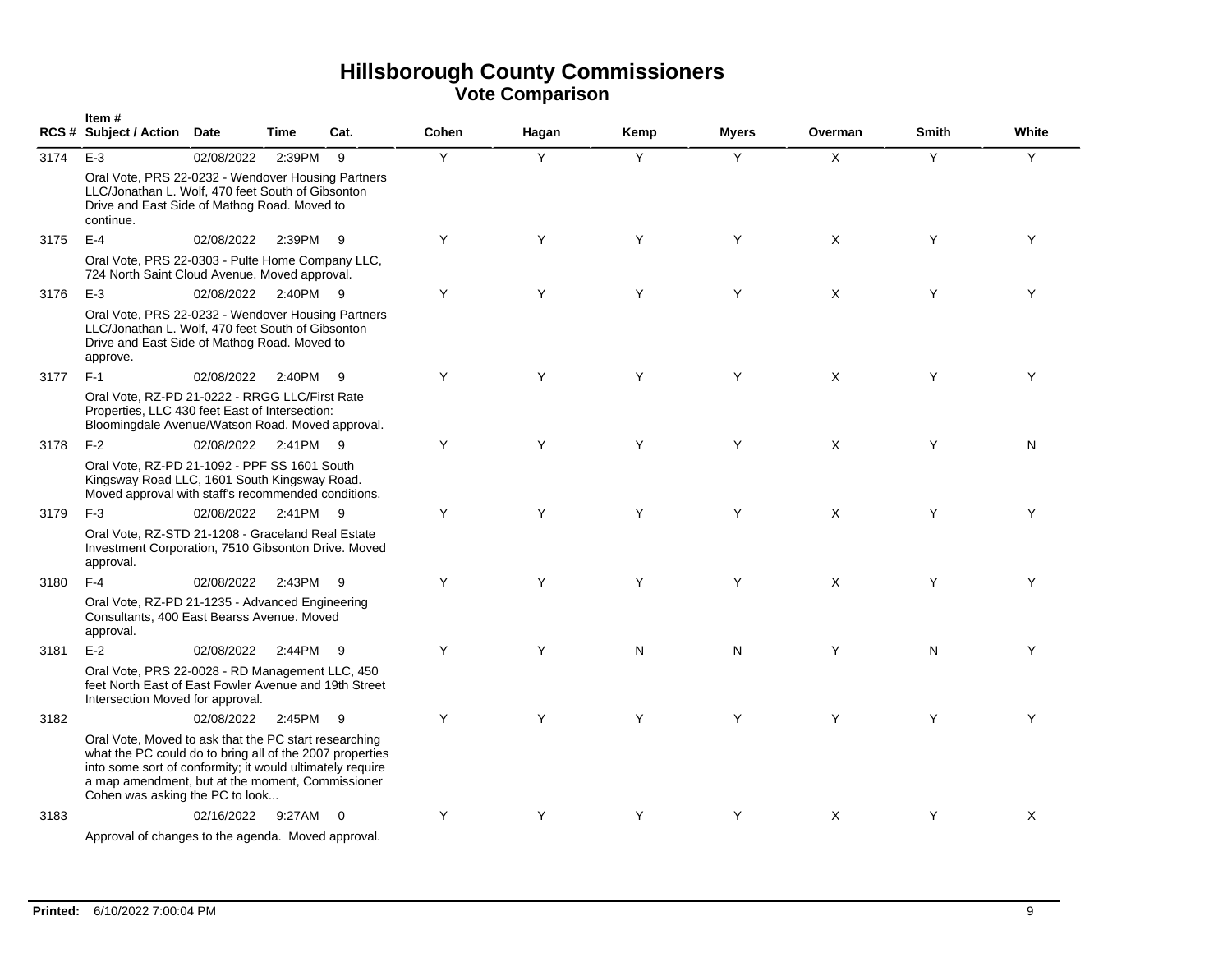# Hillsborough County Commissioners
## Vote Comparison

| RCS # | Item # Subject / Action | Date | Time | Cat. | Cohen | Hagan | Kemp | Myers | Overman | Smith | White |
|---|---|---|---|---|---|---|---|---|---|---|---|
| 3174 | E-3 | 02/08/2022 | 2:39PM | 9 | Y | Y | Y | Y | X | Y | Y |
| | Oral Vote, PRS 22-0232 - Wendover Housing Partners LLC/Jonathan L. Wolf, 470 feet South of Gibsonton Drive and East Side of Mathog Road. Moved to continue. | | | | | | | | | | |
| 3175 | E-4 | 02/08/2022 | 2:39PM | 9 | Y | Y | Y | Y | X | Y | Y |
| | Oral Vote, PRS 22-0303 - Pulte Home Company LLC, 724 North Saint Cloud Avenue. Moved approval. | | | | | | | | | | |
| 3176 | E-3 | 02/08/2022 | 2:40PM | 9 | Y | Y | Y | Y | X | Y | Y |
| | Oral Vote, PRS 22-0232 - Wendover Housing Partners LLC/Jonathan L. Wolf, 470 feet South of Gibsonton Drive and East Side of Mathog Road. Moved to approve. | | | | | | | | | | |
| 3177 | F-1 | 02/08/2022 | 2:40PM | 9 | Y | Y | Y | Y | X | Y | Y |
| | Oral Vote, RZ-PD 21-0222 - RRGG LLC/First Rate Properties, LLC 430 feet East of Intersection: Bloomingdale Avenue/Watson Road. Moved approval. | | | | | | | | | | |
| 3178 | F-2 | 02/08/2022 | 2:41PM | 9 | Y | Y | Y | Y | X | Y | N |
| | Oral Vote, RZ-PD 21-1092 - PPF SS 1601 South Kingsway Road LLC, 1601 South Kingsway Road. Moved approval with staff's recommended conditions. | | | | | | | | | | |
| 3179 | F-3 | 02/08/2022 | 2:41PM | 9 | Y | Y | Y | Y | X | Y | Y |
| | Oral Vote, RZ-STD 21-1208 - Graceland Real Estate Investment Corporation, 7510 Gibsonton Drive. Moved approval. | | | | | | | | | | |
| 3180 | F-4 | 02/08/2022 | 2:43PM | 9 | Y | Y | Y | Y | X | Y | Y |
| | Oral Vote, RZ-PD 21-1235 - Advanced Engineering Consultants, 400 East Bearss Avenue. Moved approval. | | | | | | | | | | |
| 3181 | E-2 | 02/08/2022 | 2:44PM | 9 | Y | Y | N | N | Y | N | Y |
| | Oral Vote, PRS 22-0028 - RD Management LLC, 450 feet North East of East Fowler Avenue and 19th Street Intersection Moved for approval. | | | | | | | | | | |
| 3182 | | 02/08/2022 | 2:45PM | 9 | Y | Y | Y | Y | Y | Y | Y |
| | Oral Vote, Moved to ask that the PC start researching what the PC could do to bring all of the 2007 properties into some sort of conformity; it would ultimately require a map amendment, but at the moment, Commissioner Cohen was asking the PC to look... | | | | | | | | | | |
| 3183 | | 02/16/2022 | 9:27AM | 0 | Y | Y | Y | Y | X | Y | X |
| | Approval of changes to the agenda. Moved approval. | | | | | | | | | | |

**Printed:** 6/10/2022 7:00:04 PM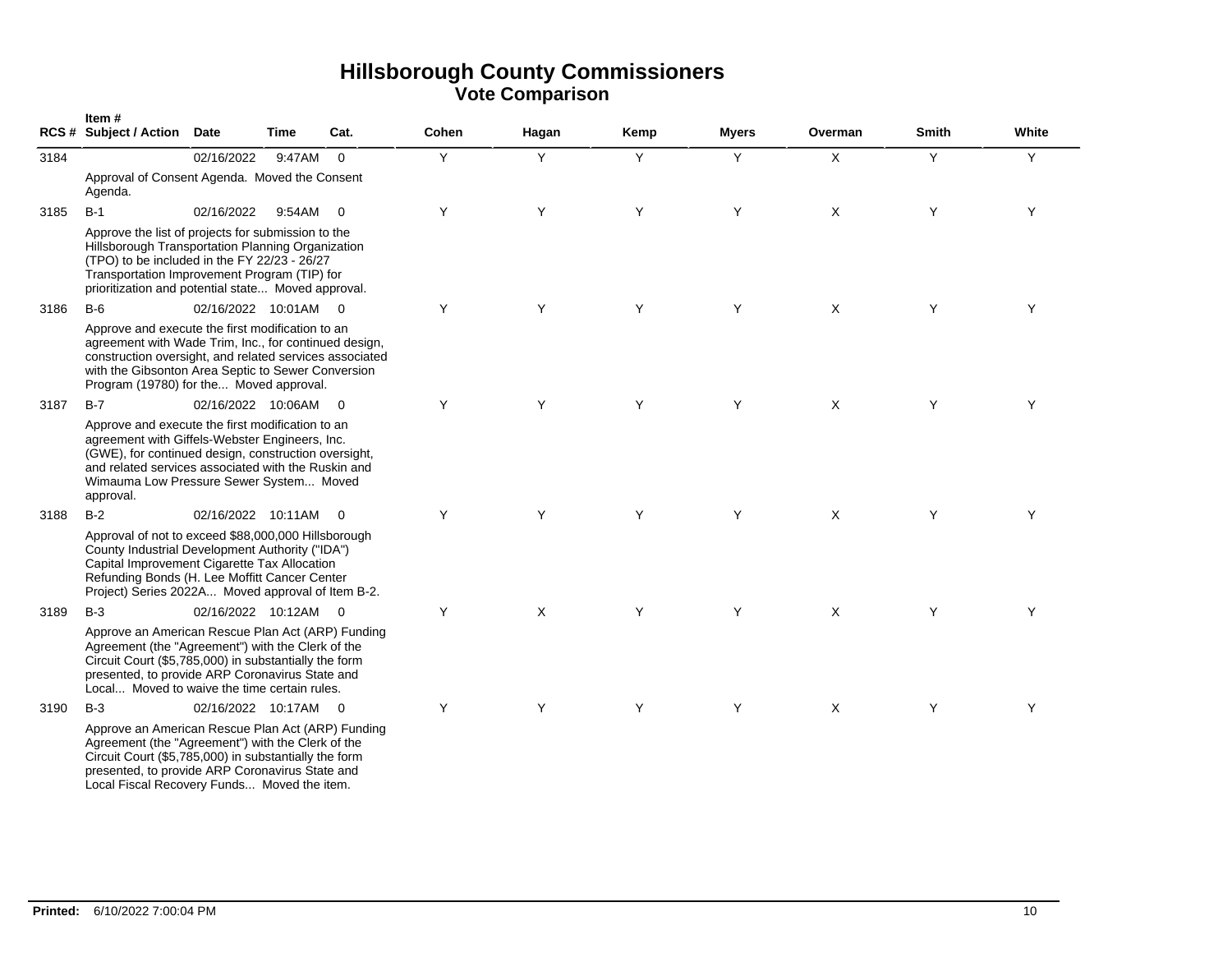# Hillsborough County Commissioners
## Vote Comparison

| RCS # | Item # Subject / Action | Date | Time | Cat. | Cohen | Hagan | Kemp | Myers | Overman | Smith | White |
|---|---|---|---|---|---|---|---|---|---|---|---|
| 3184 | | 02/16/2022 | 9:47AM | 0 | Y | Y | Y | Y | X | Y | Y |
| | Approval of Consent Agenda. Moved the Consent Agenda. | | | | | | | | | | |
| 3185 | B-1 | 02/16/2022 | 9:54AM | 0 | Y | Y | Y | Y | X | Y | Y |
| | Approve the list of projects for submission to the Hillsborough Transportation Planning Organization (TPO) to be included in the FY 22/23 - 26/27 Transportation Improvement Program (TIP) for prioritization and potential state... Moved approval. | | | | | | | | | | |
| 3186 | B-6 | 02/16/2022 | 10:01AM | 0 | Y | Y | Y | Y | X | Y | Y |
| | Approve and execute the first modification to an agreement with Wade Trim, Inc., for continued design, construction oversight, and related services associated with the Gibsonton Area Septic to Sewer Conversion Program (19780) for the... Moved approval. | | | | | | | | | | |
| 3187 | B-7 | 02/16/2022 | 10:06AM | 0 | Y | Y | Y | Y | X | Y | Y |
| | Approve and execute the first modification to an agreement with Giffels-Webster Engineers, Inc. (GWE), for continued design, construction oversight, and related services associated with the Ruskin and Wimauma Low Pressure Sewer System... Moved approval. | | | | | | | | | | |
| 3188 | B-2 | 02/16/2022 | 10:11AM | 0 | Y | Y | Y | Y | X | Y | Y |
| | Approval of not to exceed $88,000,000 Hillsborough County Industrial Development Authority ("IDA") Capital Improvement Cigarette Tax Allocation Refunding Bonds (H. Lee Moffitt Cancer Center Project) Series 2022A... Moved approval of Item B-2. | | | | | | | | | | |
| 3189 | B-3 | 02/16/2022 | 10:12AM | 0 | Y | X | Y | Y | X | Y | Y |
| | Approve an American Rescue Plan Act (ARP) Funding Agreement (the "Agreement") with the Clerk of the Circuit Court ($5,785,000) in substantially the form presented, to provide ARP Coronavirus State and Local... Moved to waive the time certain rules. | | | | | | | | | | |
| 3190 | B-3 | 02/16/2022 | 10:17AM | 0 | Y | Y | Y | Y | X | Y | Y |
| | Approve an American Rescue Plan Act (ARP) Funding Agreement (the "Agreement") with the Clerk of the Circuit Court ($5,785,000) in substantially the form presented, to provide ARP Coronavirus State and Local Fiscal Recovery Funds... Moved the item. | | | | | | | | | | |

**Printed:** 6/10/2022 7:00:04 PM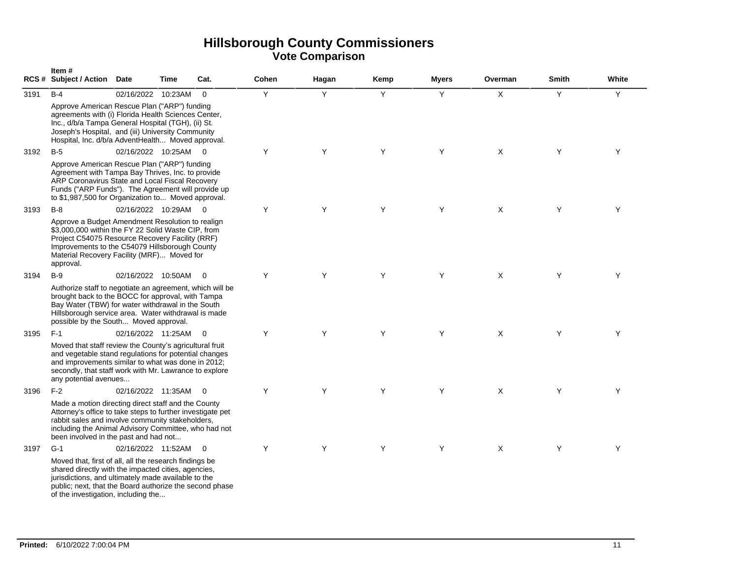# Hillsborough County Commissioners
## Vote Comparison

| RCS # | Item # Subject / Action | Date | Time | Cat. | Cohen | Hagan | Kemp | Myers | Overman | Smith | White |
|---|---|---|---|---|---|---|---|---|---|---|---|
| 3191 | B-4 | 02/16/2022 | 10:23AM | 0 | Y | Y | Y | Y | X | Y | Y |
| | Approve American Rescue Plan ("ARP") funding agreements with (i) Florida Health Sciences Center, Inc., d/b/a Tampa General Hospital (TGH), (ii) St. Joseph's Hospital, and (iii) University Community Hospital, Inc. d/b/a AdventHealth... Moved approval. | | | | | | | | | | |
| 3192 | B-5 | 02/16/2022 | 10:25AM | 0 | Y | Y | Y | Y | X | Y | Y |
| | Approve American Rescue Plan ("ARP") funding Agreement with Tampa Bay Thrives, Inc. to provide ARP Coronavirus State and Local Fiscal Recovery Funds ("ARP Funds"). The Agreement will provide up to $1,987,500 for Organization to... Moved approval. | | | | | | | | | | |
| 3193 | B-8 | 02/16/2022 | 10:29AM | 0 | Y | Y | Y | Y | X | Y | Y |
| | Approve a Budget Amendment Resolution to realign $3,000,000 within the FY 22 Solid Waste CIP, from Project C54075 Resource Recovery Facility (RRF) Improvements to the C54079 Hillsborough County Material Recovery Facility (MRF)... Moved for approval. | | | | | | | | | | |
| 3194 | B-9 | 02/16/2022 | 10:50AM | 0 | Y | Y | Y | Y | X | Y | Y |
| | Authorize staff to negotiate an agreement, which will be brought back to the BOCC for approval, with Tampa Bay Water (TBW) for water withdrawal in the South Hillsborough service area. Water withdrawal is made possible by the South... Moved approval. | | | | | | | | | | |
| 3195 | F-1 | 02/16/2022 | 11:25AM | 0 | Y | Y | Y | Y | X | Y | Y |
| | Moved that staff review the County's agricultural fruit and vegetable stand regulations for potential changes and improvements similar to what was done in 2012; secondly, that staff work with Mr. Lawrance to explore any potential avenues... | | | | | | | | | | |
| 3196 | F-2 | 02/16/2022 | 11:35AM | 0 | Y | Y | Y | Y | X | Y | Y |
| | Made a motion directing direct staff and the County Attorney's office to take steps to further investigate pet rabbit sales and involve community stakeholders, including the Animal Advisory Committee, who had not been involved in the past and had not... | | | | | | | | | | |
| 3197 | G-1 | 02/16/2022 | 11:52AM | 0 | Y | Y | Y | Y | X | Y | Y |
| | Moved that, first of all, all the research findings be shared directly with the impacted cities, agencies, jurisdictions, and ultimately made available to the public; next, that the Board authorize the second phase of the investigation, including the... | | | | | | | | | | |

**Printed:** 6/10/2022 7:00:04 PM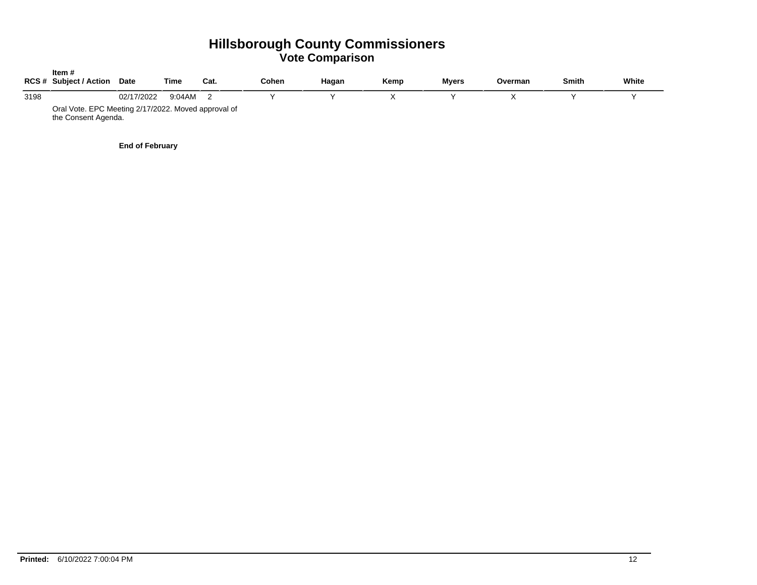# Hillsborough County Commissioners
## Vote Comparison

| RCS # | Item # Subject / Action | Date | Time | Cat. | Cohen | Hagan | Kemp | Myers | Overman | Smith | White |
|---|---|---|---|---|---|---|---|---|---|---|---|
| 3198 | | 02/17/2022 | 9:04AM | 2 | Y | Y | X | Y | X | Y | Y |
| | Oral Vote. EPC Meeting 2/17/2022. Moved approval of the Consent Agenda. | | | | | | | | | | |

**End of February**

**Printed:** 6/10/2022 7:00:04 PM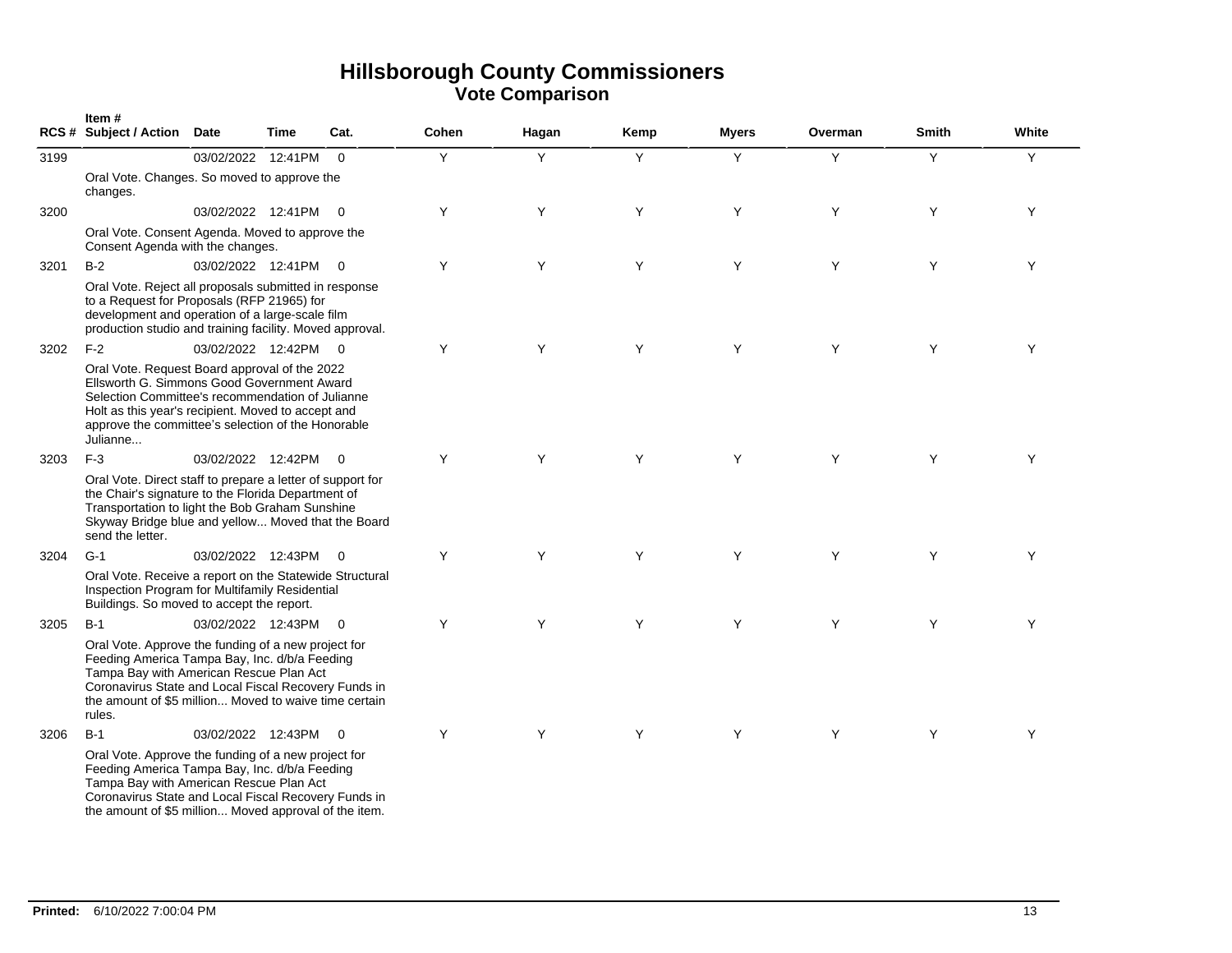# Hillsborough County Commissioners
## Vote Comparison

| RCS # | Item # Subject / Action | Date | Time | Cat. | Cohen | Hagan | Kemp | Myers | Overman | Smith | White |
|---|---|---|---|---|---|---|---|---|---|---|---|
| 3199 | | 03/02/2022 | 12:41PM | 0 | Y | Y | Y | Y | Y | Y | Y |
| | Oral Vote. Changes. So moved to approve the changes. | | | | | | | | | | |
| 3200 | | 03/02/2022 | 12:41PM | 0 | Y | Y | Y | Y | Y | Y | Y |
| | Oral Vote. Consent Agenda. Moved to approve the Consent Agenda with the changes. | | | | | | | | | | |
| 3201 | B-2 | 03/02/2022 | 12:41PM | 0 | Y | Y | Y | Y | Y | Y | Y |
| | Oral Vote. Reject all proposals submitted in response to a Request for Proposals (RFP 21965) for development and operation of a large-scale film production studio and training facility. Moved approval. | | | | | | | | | | |
| 3202 | F-2 | 03/02/2022 | 12:42PM | 0 | Y | Y | Y | Y | Y | Y | Y |
| | Oral Vote. Request Board approval of the 2022 Ellsworth G. Simmons Good Government Award Selection Committee's recommendation of Julianne Holt as this year's recipient. Moved to accept and approve the committee's selection of the Honorable Julianne... | | | | | | | | | | |
| 3203 | F-3 | 03/02/2022 | 12:42PM | 0 | Y | Y | Y | Y | Y | Y | Y |
| | Oral Vote. Direct staff to prepare a letter of support for the Chair's signature to the Florida Department of Transportation to light the Bob Graham Sunshine Skyway Bridge blue and yellow... Moved that the Board send the letter. | | | | | | | | | | |
| 3204 | G-1 | 03/02/2022 | 12:43PM | 0 | Y | Y | Y | Y | Y | Y | Y |
| | Oral Vote. Receive a report on the Statewide Structural Inspection Program for Multifamily Residential Buildings. So moved to accept the report. | | | | | | | | | | |
| 3205 | B-1 | 03/02/2022 | 12:43PM | 0 | Y | Y | Y | Y | Y | Y | Y |
| | Oral Vote. Approve the funding of a new project for Feeding America Tampa Bay, Inc. d/b/a Feeding Tampa Bay with American Rescue Plan Act Coronavirus State and Local Fiscal Recovery Funds in the amount of $5 million... Moved to waive time certain rules. | | | | | | | | | | |
| 3206 | B-1 | 03/02/2022 | 12:43PM | 0 | Y | Y | Y | Y | Y | Y | Y |
| | Oral Vote. Approve the funding of a new project for Feeding America Tampa Bay, Inc. d/b/a Feeding Tampa Bay with American Rescue Plan Act Coronavirus State and Local Fiscal Recovery Funds in the amount of $5 million... Moved approval of the item. | | | | | | | | | | |

**Printed:** 6/10/2022 7:00:04 PM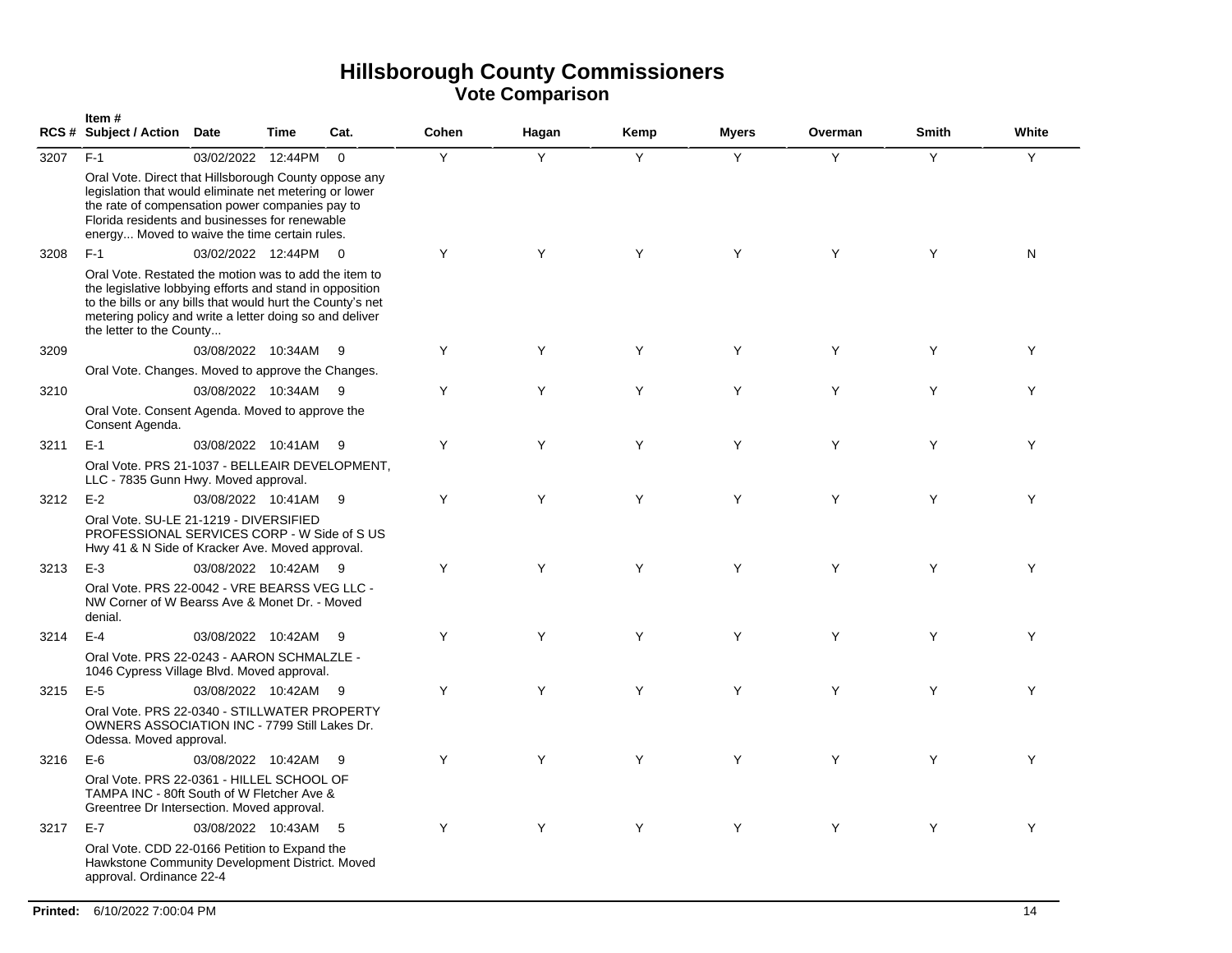# Hillsborough County Commissioners
## Vote Comparison

| RCS # | Item # Subject / Action | Date | Time | Cat. | Cohen | Hagan | Kemp | Myers | Overman | Smith | White |
|---|---|---|---|---|---|---|---|---|---|---|---|
| 3207 | F-1 | 03/02/2022 | 12:44PM | 0 | Y | Y | Y | Y | Y | Y | Y |
| | Oral Vote. Direct that Hillsborough County oppose any legislation that would eliminate net metering or lower the rate of compensation power companies pay to Florida residents and businesses for renewable energy... Moved to waive the time certain rules. | | | | | | | | | | |
| 3208 | F-1 | 03/02/2022 | 12:44PM | 0 | Y | Y | Y | Y | Y | Y | N |
| | Oral Vote. Restated the motion was to add the item to the legislative lobbying efforts and stand in opposition to the bills or any bills that would hurt the County's net metering policy and write a letter doing so and deliver the letter to the County... | | | | | | | | | | |
| 3209 | | 03/08/2022 | 10:34AM | 9 | Y | Y | Y | Y | Y | Y | Y |
| | Oral Vote. Changes. Moved to approve the Changes. | | | | | | | | | | |
| 3210 | | 03/08/2022 | 10:34AM | 9 | Y | Y | Y | Y | Y | Y | Y |
| | Oral Vote. Consent Agenda. Moved to approve the Consent Agenda. | | | | | | | | | | |
| 3211 | E-1 | 03/08/2022 | 10:41AM | 9 | Y | Y | Y | Y | Y | Y | Y |
| | Oral Vote. PRS 21-1037 - BELLEAIR DEVELOPMENT, LLC - 7835 Gunn Hwy. Moved approval. | | | | | | | | | | |
| 3212 | E-2 | 03/08/2022 | 10:41AM | 9 | Y | Y | Y | Y | Y | Y | Y |
| | Oral Vote. SU-LE 21-1219 - DIVERSIFIED PROFESSIONAL SERVICES CORP - W Side of S US Hwy 41 & N Side of Kracker Ave. Moved approval. | | | | | | | | | | |
| 3213 | E-3 | 03/08/2022 | 10:42AM | 9 | Y | Y | Y | Y | Y | Y | Y |
| | Oral Vote. PRS 22-0042 - VRE BEARSS VEG LLC - NW Corner of W Bearss Ave & Monet Dr. - Moved denial. | | | | | | | | | | |
| 3214 | E-4 | 03/08/2022 | 10:42AM | 9 | Y | Y | Y | Y | Y | Y | Y |
| | Oral Vote. PRS 22-0243 - AARON SCHMALZLE - 1046 Cypress Village Blvd. Moved approval. | | | | | | | | | | |
| 3215 | E-5 | 03/08/2022 | 10:42AM | 9 | Y | Y | Y | Y | Y | Y | Y |
| | Oral Vote. PRS 22-0340 - STILLWATER PROPERTY OWNERS ASSOCIATION INC - 7799 Still Lakes Dr. Odessa. Moved approval. | | | | | | | | | | |
| 3216 | E-6 | 03/08/2022 | 10:42AM | 9 | Y | Y | Y | Y | Y | Y | Y |
| | Oral Vote. PRS 22-0361 - HILLEL SCHOOL OF TAMPA INC - 80ft South of W Fletcher Ave & Greentree Dr Intersection. Moved approval. | | | | | | | | | | |
| 3217 | E-7 | 03/08/2022 | 10:43AM | 5 | Y | Y | Y | Y | Y | Y | Y |
| | Oral Vote. CDD 22-0166 Petition to Expand the Hawkstone Community Development District. Moved approval. Ordinance 22-4 | | | | | | | | | | |

**Printed:** 6/10/2022 7:00:04 PM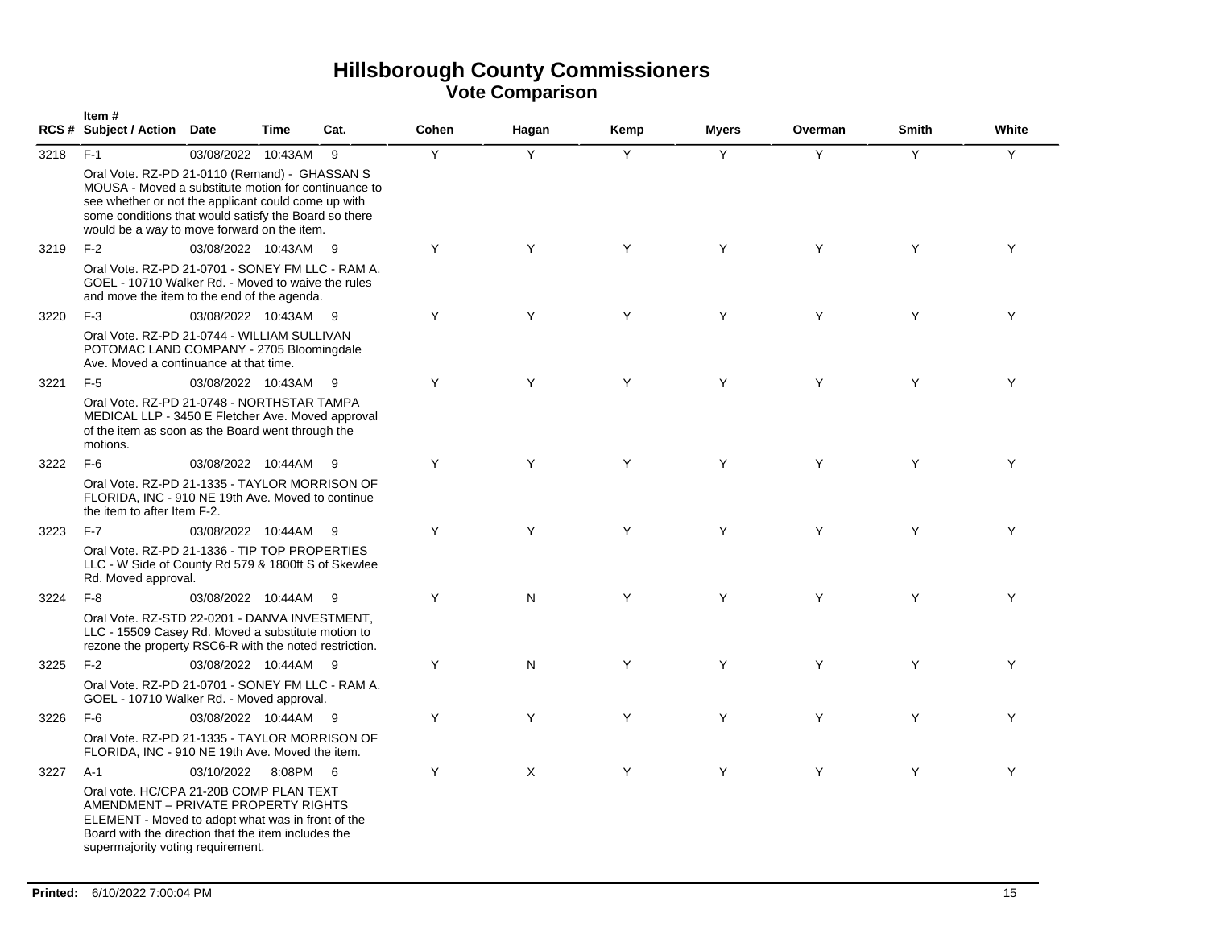# Hillsborough County Commissioners
## Vote Comparison

| RCS # | Item # Subject / Action | Date | Time | Cat. | Cohen | Hagan | Kemp | Myers | Overman | Smith | White |
|---|---|---|---|---|---|---|---|---|---|---|---|
| 3218 | F-1<br>Oral Vote. RZ-PD 21-0110 (Remand) - GHASSAN S MOUSA - Moved a substitute motion for continuance to see whether or not the applicant could come up with some conditions that would satisfy the Board so there would be a way to move forward on the item. | 03/08/2022 | 10:43AM | 9 | Y | Y | Y | Y | Y | Y | Y |
| 3219 | F-2<br>Oral Vote. RZ-PD 21-0701 - SONEY FM LLC - RAM A. GOEL - 10710 Walker Rd. - Moved to waive the rules and move the item to the end of the agenda. | 03/08/2022 | 10:43AM | 9 | Y | Y | Y | Y | Y | Y | Y |
| 3220 | F-3<br>Oral Vote. RZ-PD 21-0744 - WILLIAM SULLIVAN POTOMAC LAND COMPANY - 2705 Bloomingdale Ave. Moved a continuance at that time. | 03/08/2022 | 10:43AM | 9 | Y | Y | Y | Y | Y | Y | Y |
| 3221 | F-5<br>Oral Vote. RZ-PD 21-0748 - NORTHSTAR TAMPA MEDICAL LLP - 3450 E Fletcher Ave. Moved approval of the item as soon as the Board went through the motions. | 03/08/2022 | 10:43AM | 9 | Y | Y | Y | Y | Y | Y | Y |
| 3222 | F-6<br>Oral Vote. RZ-PD 21-1335 - TAYLOR MORRISON OF FLORIDA, INC - 910 NE 19th Ave. Moved to continue the item to after Item F-2. | 03/08/2022 | 10:44AM | 9 | Y | Y | Y | Y | Y | Y | Y |
| 3223 | F-7<br>Oral Vote. RZ-PD 21-1336 - TIP TOP PROPERTIES LLC - W Side of County Rd 579 & 1800ft S of Skewlee Rd. Moved approval. | 03/08/2022 | 10:44AM | 9 | Y | Y | Y | Y | Y | Y | Y |
| 3224 | F-8<br>Oral Vote. RZ-STD 22-0201 - DANVA INVESTMENT, LLC - 15509 Casey Rd. Moved a substitute motion to rezone the property RSC6-R with the noted restriction. | 03/08/2022 | 10:44AM | 9 | Y | N | Y | Y | Y | Y | Y |
| 3225 | F-2<br>Oral Vote. RZ-PD 21-0701 - SONEY FM LLC - RAM A. GOEL - 10710 Walker Rd. - Moved approval. | 03/08/2022 | 10:44AM | 9 | Y | N | Y | Y | Y | Y | Y |
| 3226 | F-6<br>Oral Vote. RZ-PD 21-1335 - TAYLOR MORRISON OF FLORIDA, INC - 910 NE 19th Ave. Moved the item. | 03/08/2022 | 10:44AM | 9 | Y | Y | Y | Y | Y | Y | Y |
| 3227 | A-1<br>Oral vote. HC/CPA 21-20B COMP PLAN TEXT AMENDMENT – PRIVATE PROPERTY RIGHTS ELEMENT - Moved to adopt what was in front of the Board with the direction that the item includes the supermajority voting requirement. | 03/10/2022 | 8:08PM | 6 | Y | X | Y | Y | Y | Y | Y |

**Printed:** 6/10/2022 7:00:04 PM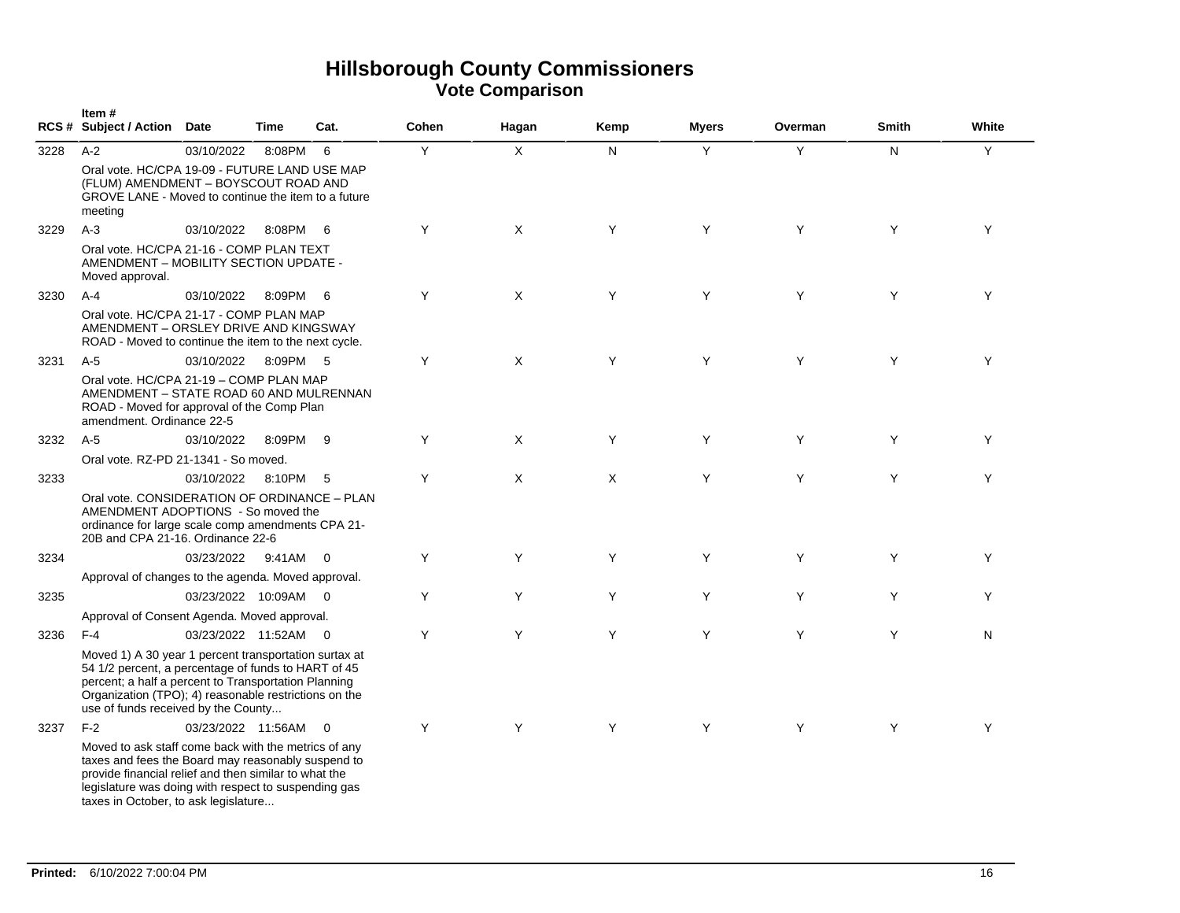# Hillsborough County Commissioners

## Vote Comparison

| RCS # | Item # Subject / Action | Date | Time | Cat. | Cohen | Hagan | Kemp | Myers | Overman | Smith | White |
|---|---|---|---|---|---|---|---|---|---|---|---|
| 3228 | A-2 | 03/10/2022 | 8:08PM | 6 | Y | X | N | Y | Y | N | Y |
| | Oral vote. HC/CPA 19-09 - FUTURE LAND USE MAP (FLUM) AMENDMENT – BOYSCOUT ROAD AND GROVE LANE - Moved to continue the item to a future meeting | | | | | | | | | | |
| 3229 | A-3 | 03/10/2022 | 8:08PM | 6 | Y | X | Y | Y | Y | Y | Y |
| | Oral vote. HC/CPA 21-16 - COMP PLAN TEXT AMENDMENT – MOBILITY SECTION UPDATE - Moved approval. | | | | | | | | | | |
| 3230 | A-4 | 03/10/2022 | 8:09PM | 6 | Y | X | Y | Y | Y | Y | Y |
| | Oral vote. HC/CPA 21-17 - COMP PLAN MAP AMENDMENT – ORSLEY DRIVE AND KINGSWAY ROAD - Moved to continue the item to the next cycle. | | | | | | | | | | |
| 3231 | A-5 | 03/10/2022 | 8:09PM | 5 | Y | X | Y | Y | Y | Y | Y |
| | Oral vote. HC/CPA 21-19 – COMP PLAN MAP AMENDMENT – STATE ROAD 60 AND MULRENNAN ROAD - Moved for approval of the Comp Plan amendment. Ordinance 22-5 | | | | | | | | | | |
| 3232 | A-5 | 03/10/2022 | 8:09PM | 9 | Y | X | Y | Y | Y | Y | Y |
| | Oral vote. RZ-PD 21-1341 - So moved. | | | | | | | | | | |
| 3233 | | 03/10/2022 | 8:10PM | 5 | Y | X | X | Y | Y | Y | Y |
| | Oral vote. CONSIDERATION OF ORDINANCE – PLAN AMENDMENT ADOPTIONS - So moved the ordinance for large scale comp amendments CPA 21-20B and CPA 21-16. Ordinance 22-6 | | | | | | | | | | |
| 3234 | | 03/23/2022 | 9:41AM | 0 | Y | Y | Y | Y | Y | Y | Y |
| | Approval of changes to the agenda. Moved approval. | | | | | | | | | | |
| 3235 | | 03/23/2022 | 10:09AM | 0 | Y | Y | Y | Y | Y | Y | Y |
| | Approval of Consent Agenda. Moved approval. | | | | | | | | | | |
| 3236 | F-4 | 03/23/2022 | 11:52AM | 0 | Y | Y | Y | Y | Y | Y | N |
| | Moved 1) A 30 year 1 percent transportation surtax at 54 1/2 percent, a percentage of funds to HART of 45 percent; a half a percent to Transportation Planning Organization (TPO); 4) reasonable restrictions on the use of funds received by the County... | | | | | | | | | | |
| 3237 | F-2 | 03/23/2022 | 11:56AM | 0 | Y | Y | Y | Y | Y | Y | Y |
| | Moved to ask staff come back with the metrics of any taxes and fees the Board may reasonably suspend to provide financial relief and then similar to what the legislature was doing with respect to suspending gas taxes in October, to ask legislature... | | | | | | | | | | |

**Printed:** 6/10/2022 7:00:04 PM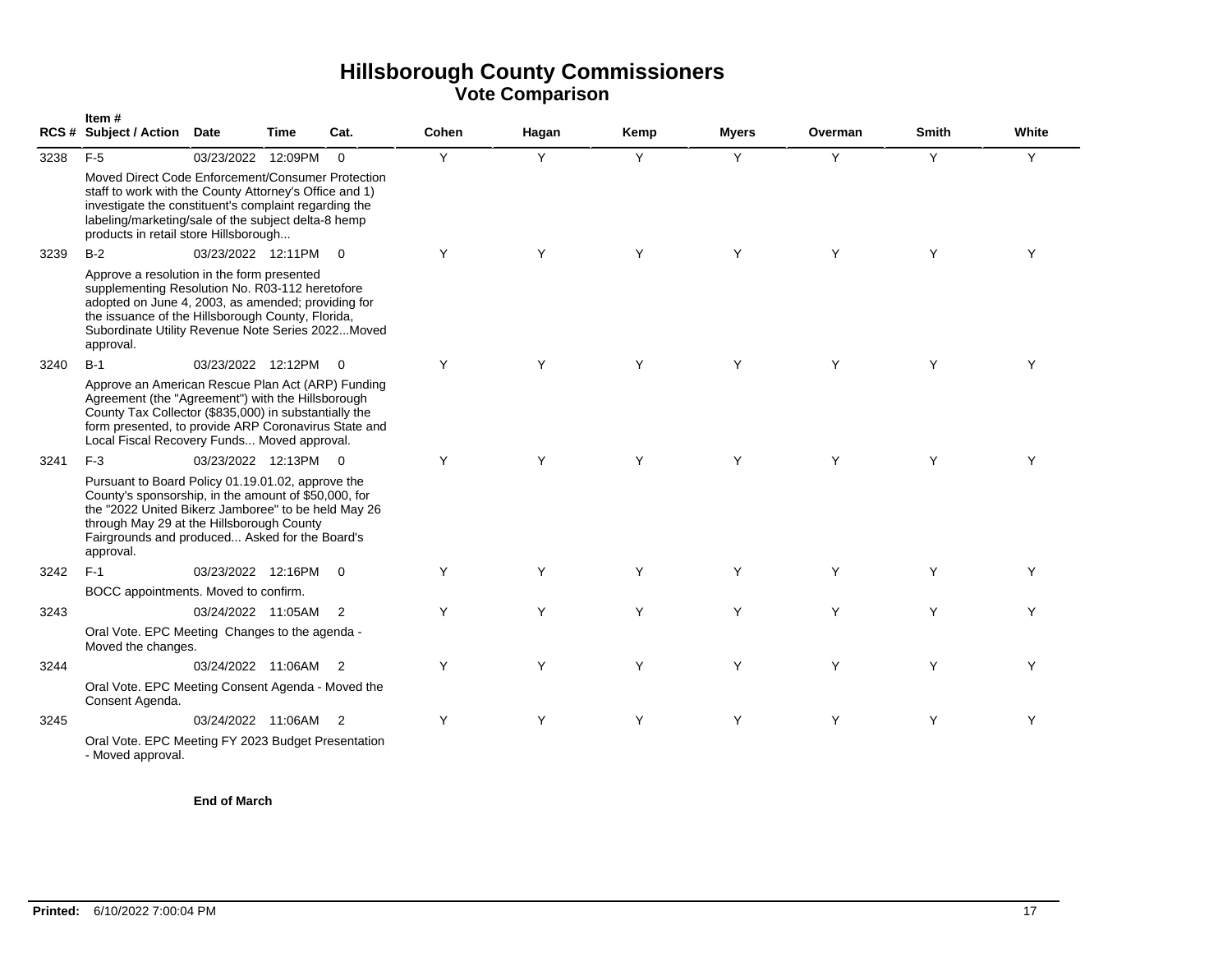# Hillsborough County Commissioners
## Vote Comparison

| RCS # | Item # Subject / Action | Date | Time | Cat. | Cohen | Hagan | Kemp | Myers | Overman | Smith | White |
|---|---|---|---|---|---|---|---|---|---|---|---|
| 3238 | F-5<br>Moved Direct Code Enforcement/Consumer Protection staff to work with the County Attorney's Office and 1) investigate the constituent's complaint regarding the labeling/marketing/sale of the subject delta-8 hemp products in retail store Hillsborough... | 03/23/2022 | 12:09PM | 0 | Y | Y | Y | Y | Y | Y | Y |
| 3239 | B-2<br>Approve a resolution in the form presented supplementing Resolution No. R03-112 heretofore adopted on June 4, 2003, as amended; providing for the issuance of the Hillsborough County, Florida, Subordinate Utility Revenue Note Series 2022...Moved approval. | 03/23/2022 | 12:11PM | 0 | Y | Y | Y | Y | Y | Y | Y |
| 3240 | B-1<br>Approve an American Rescue Plan Act (ARP) Funding Agreement (the "Agreement") with the Hillsborough County Tax Collector ($835,000) in substantially the form presented, to provide ARP Coronavirus State and Local Fiscal Recovery Funds... Moved approval. | 03/23/2022 | 12:12PM | 0 | Y | Y | Y | Y | Y | Y | Y |
| 3241 | F-3<br>Pursuant to Board Policy 01.19.01.02, approve the County's sponsorship, in the amount of $50,000, for the "2022 United Bikerz Jamboree" to be held May 26 through May 29 at the Hillsborough County Fairgrounds and produced... Asked for the Board's approval. | 03/23/2022 | 12:13PM | 0 | Y | Y | Y | Y | Y | Y | Y |
| 3242 | F-1<br>BOCC appointments. Moved to confirm. | 03/23/2022 | 12:16PM | 0 | Y | Y | Y | Y | Y | Y | Y |
| 3243 | Oral Vote. EPC Meeting Changes to the agenda - Moved the changes. | 03/24/2022 | 11:05AM | 2 | Y | Y | Y | Y | Y | Y | Y |
| 3244 | Oral Vote. EPC Meeting Consent Agenda - Moved the Consent Agenda. | 03/24/2022 | 11:06AM | 2 | Y | Y | Y | Y | Y | Y | Y |
| 3245 | Oral Vote. EPC Meeting FY 2023 Budget Presentation - Moved approval. | 03/24/2022 | 11:06AM | 2 | Y | Y | Y | Y | Y | Y | Y |

**End of March**

**Printed:** 6/10/2022 7:00:04 PM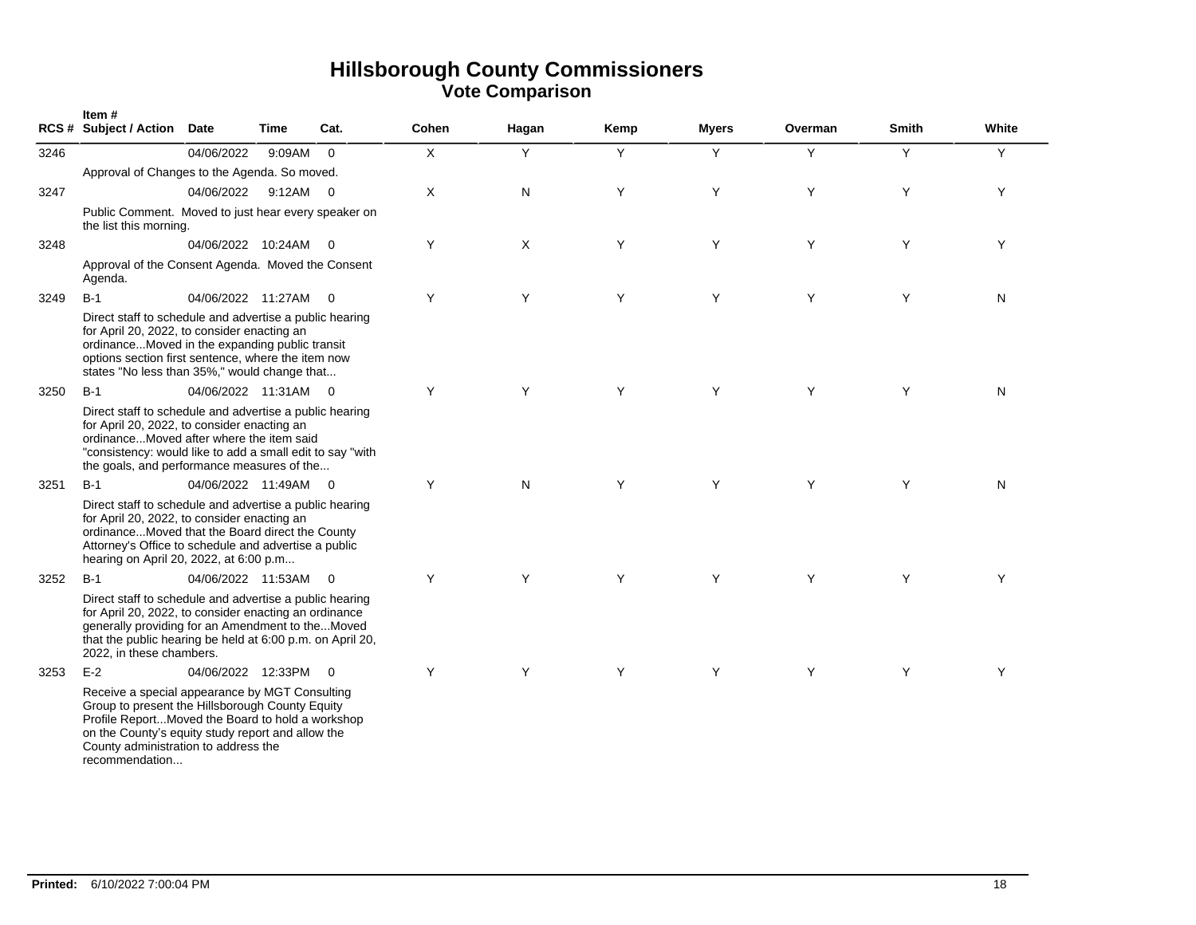# Hillsborough County Commissioners
## Vote Comparison

| RCS # | Item # Subject / Action | Date | Time | Cat. | Cohen | Hagan | Kemp | Myers | Overman | Smith | White |
|---|---|---|---|---|---|---|---|---|---|---|---|
| 3246 | | 04/06/2022 | 9:09AM | 0 | X | Y | Y | Y | Y | Y | Y |
| | Approval of Changes to the Agenda. So moved. | | | | | | | | | | |
| 3247 | | 04/06/2022 | 9:12AM | 0 | X | N | Y | Y | Y | Y | Y |
| | Public Comment. Moved to just hear every speaker on the list this morning. | | | | | | | | | | |
| 3248 | | 04/06/2022 | 10:24AM | 0 | Y | X | Y | Y | Y | Y | Y |
| | Approval of the Consent Agenda. Moved the Consent Agenda. | | | | | | | | | | |
| 3249 | B-1 | 04/06/2022 | 11:27AM | 0 | Y | Y | Y | Y | Y | Y | N |
| | Direct staff to schedule and advertise a public hearing for April 20, 2022, to consider enacting an ordinance...Moved in the expanding public transit options section first sentence, where the item now states "No less than 35%," would change that... | | | | | | | | | | |
| 3250 | B-1 | 04/06/2022 | 11:31AM | 0 | Y | Y | Y | Y | Y | Y | N |
| | Direct staff to schedule and advertise a public hearing for April 20, 2022, to consider enacting an ordinance...Moved after where the item said "consistency: would like to add a small edit to say "with the goals, and performance measures of the... | | | | | | | | | | |
| 3251 | B-1 | 04/06/2022 | 11:49AM | 0 | Y | N | Y | Y | Y | Y | N |
| | Direct staff to schedule and advertise a public hearing for April 20, 2022, to consider enacting an ordinance...Moved that the Board direct the County Attorney's Office to schedule and advertise a public hearing on April 20, 2022, at 6:00 p.m... | | | | | | | | | | |
| 3252 | B-1 | 04/06/2022 | 11:53AM | 0 | Y | Y | Y | Y | Y | Y | Y |
| | Direct staff to schedule and advertise a public hearing for April 20, 2022, to consider enacting an ordinance generally providing for an Amendment to the...Moved that the public hearing be held at 6:00 p.m. on April 20, 2022, in these chambers. | | | | | | | | | | |
| 3253 | E-2 | 04/06/2022 | 12:33PM | 0 | Y | Y | Y | Y | Y | Y | Y |
| | Receive a special appearance by MGT Consulting Group to present the Hillsborough County Equity Profile Report...Moved the Board to hold a workshop on the County's equity study report and allow the County administration to address the recommendation... | | | | | | | | | | |

**Printed:** 6/10/2022 7:00:04 PM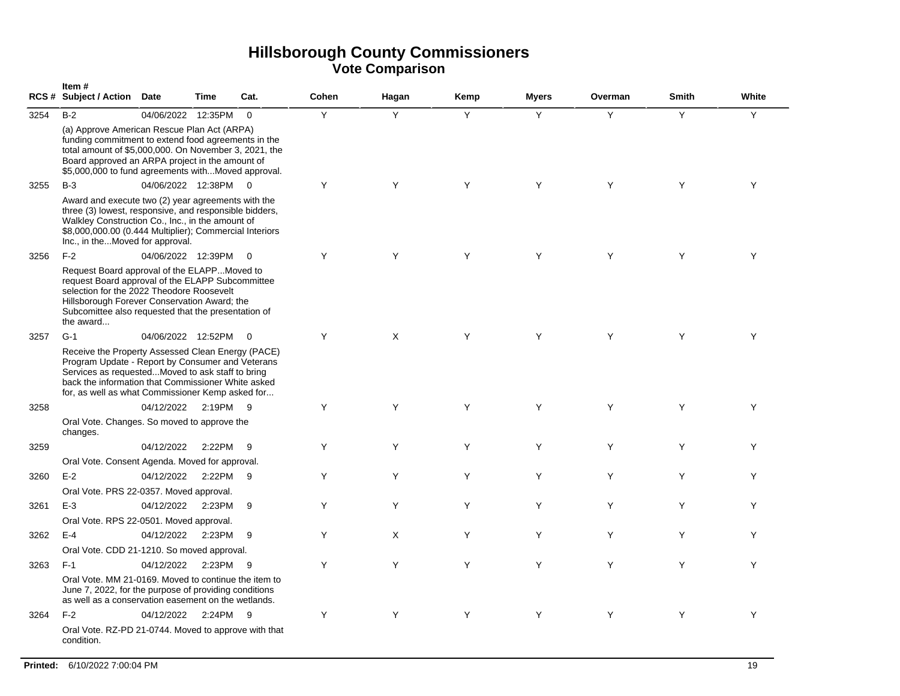# Hillsborough County Commissioners
## Vote Comparison

| RCS # | Item # Subject / Action | Date | Time | Cat. | Cohen | Hagan | Kemp | Myers | Overman | Smith | White |
|---|---|---|---|---|---|---|---|---|---|---|---|
| 3254 | B-2 | 04/06/2022 | 12:35PM | 0 | Y | Y | Y | Y | Y | Y | Y |
| | (a) Approve American Rescue Plan Act (ARPA) funding commitment to extend food agreements in the total amount of $5,000,000. On November 3, 2021, the Board approved an ARPA project in the amount of $5,000,000 to fund agreements with...Moved approval. | | | | | | | | | | |
| 3255 | B-3 | 04/06/2022 | 12:38PM | 0 | Y | Y | Y | Y | Y | Y | Y |
| | Award and execute two (2) year agreements with the three (3) lowest, responsive, and responsible bidders, Walkley Construction Co., Inc., in the amount of $8,000,000.00 (0.444 Multiplier); Commercial Interiors Inc., in the...Moved for approval. | | | | | | | | | | |
| 3256 | F-2 | 04/06/2022 | 12:39PM | 0 | Y | Y | Y | Y | Y | Y | Y |
| | Request Board approval of the ELAPP...Moved to request Board approval of the ELAPP Subcommittee selection for the 2022 Theodore Roosevelt Hillsborough Forever Conservation Award; the Subcomittee also requested that the presentation of the award... | | | | | | | | | | |
| 3257 | G-1 | 04/06/2022 | 12:52PM | 0 | Y | X | Y | Y | Y | Y | Y |
| | Receive the Property Assessed Clean Energy (PACE) Program Update - Report by Consumer and Veterans Services as requested...Moved to ask staff to bring back the information that Commissioner White asked for, as well as what Commissioner Kemp asked for... | | | | | | | | | | |
| 3258 | | 04/12/2022 | 2:19PM | 9 | Y | Y | Y | Y | Y | Y | Y |
| | Oral Vote. Changes. So moved to approve the changes. | | | | | | | | | | |
| 3259 | | 04/12/2022 | 2:22PM | 9 | Y | Y | Y | Y | Y | Y | Y |
| | Oral Vote. Consent Agenda. Moved for approval. | | | | | | | | | | |
| 3260 | E-2 | 04/12/2022 | 2:22PM | 9 | Y | Y | Y | Y | Y | Y | Y |
| | Oral Vote. PRS 22-0357. Moved approval. | | | | | | | | | | |
| 3261 | E-3 | 04/12/2022 | 2:23PM | 9 | Y | Y | Y | Y | Y | Y | Y |
| | Oral Vote. RPS 22-0501. Moved approval. | | | | | | | | | | |
| 3262 | E-4 | 04/12/2022 | 2:23PM | 9 | Y | X | Y | Y | Y | Y | Y |
| | Oral Vote. CDD 21-1210. So moved approval. | | | | | | | | | | |
| 3263 | F-1 | 04/12/2022 | 2:23PM | 9 | Y | Y | Y | Y | Y | Y | Y |
| | Oral Vote. MM 21-0169. Moved to continue the item to June 7, 2022, for the purpose of providing conditions as well as a conservation easement on the wetlands. | | | | | | | | | | |
| 3264 | F-2 | 04/12/2022 | 2:24PM | 9 | Y | Y | Y | Y | Y | Y | Y |
| | Oral Vote. RZ-PD 21-0744. Moved to approve with that condition. | | | | | | | | | | |

**Printed:** 6/10/2022 7:00:04 PM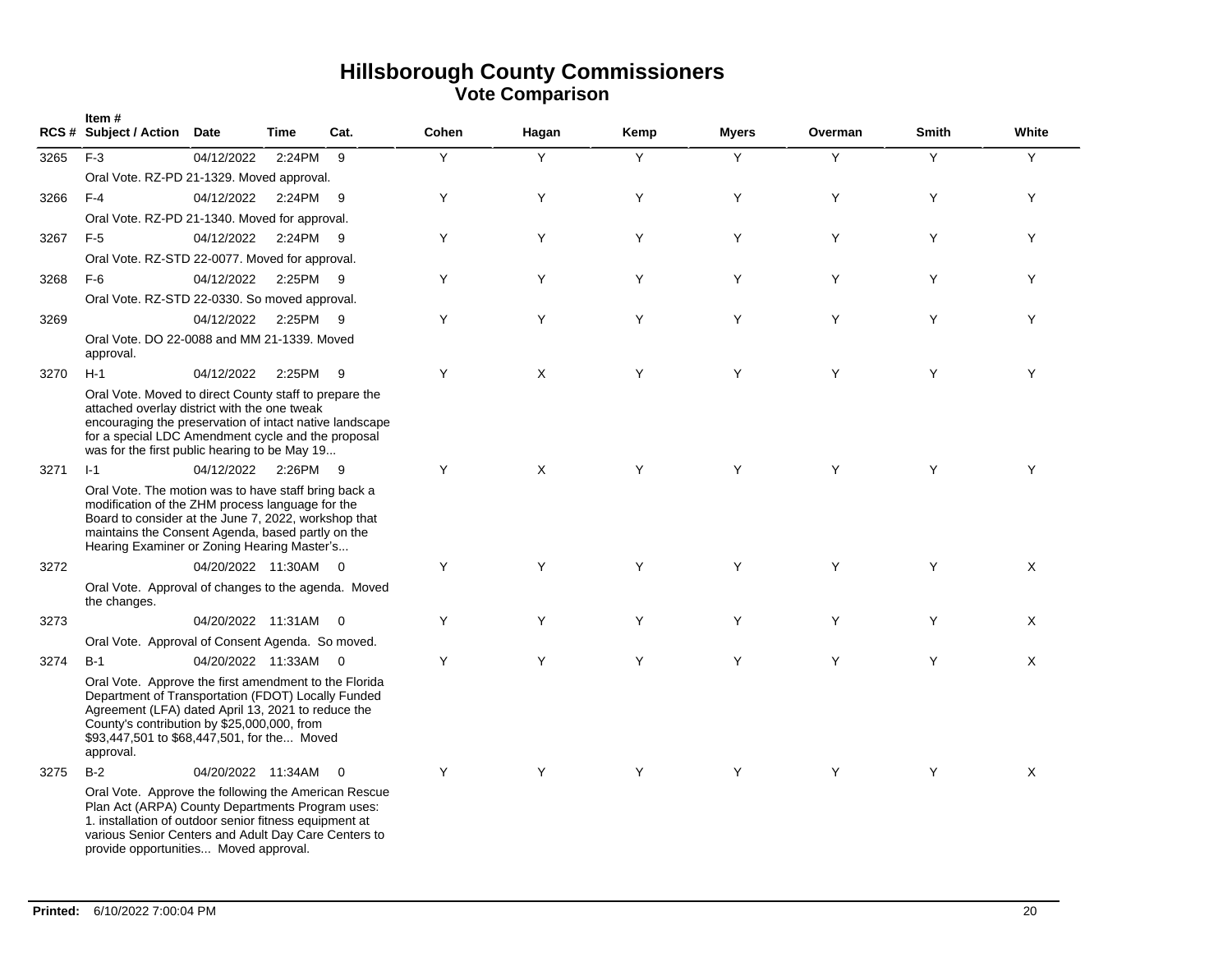# Hillsborough County Commissioners
## Vote Comparison

| RCS # | Item # Subject / Action | Date | Time | Cat. | Cohen | Hagan | Kemp | Myers | Overman | Smith | White |
|---|---|---|---|---|---|---|---|---|---|---|---|
| 3265 | F-3 | 04/12/2022 | 2:24PM | 9 | Y | Y | Y | Y | Y | Y | Y |
| | Oral Vote. RZ-PD 21-1329. Moved approval. | | | | | | | | | | |
| 3266 | F-4 | 04/12/2022 | 2:24PM | 9 | Y | Y | Y | Y | Y | Y | Y |
| | Oral Vote. RZ-PD 21-1340. Moved for approval. | | | | | | | | | | |
| 3267 | F-5 | 04/12/2022 | 2:24PM | 9 | Y | Y | Y | Y | Y | Y | Y |
| | Oral Vote. RZ-STD 22-0077. Moved for approval. | | | | | | | | | | |
| 3268 | F-6 | 04/12/2022 | 2:25PM | 9 | Y | Y | Y | Y | Y | Y | Y |
| | Oral Vote. RZ-STD 22-0330. So moved approval. | | | | | | | | | | |
| 3269 | | 04/12/2022 | 2:25PM | 9 | Y | Y | Y | Y | Y | Y | Y |
| | Oral Vote. DO 22-0088 and MM 21-1339. Moved approval. | | | | | | | | | | |
| 3270 | H-1 | 04/12/2022 | 2:25PM | 9 | Y | X | Y | Y | Y | Y | Y |
| | Oral Vote. Moved to direct County staff to prepare the attached overlay district with the one tweak encouraging the preservation of intact native landscape for a special LDC Amendment cycle and the proposal was for the first public hearing to be May 19... | | | | | | | | | | |
| 3271 | I-1 | 04/12/2022 | 2:26PM | 9 | Y | X | Y | Y | Y | Y | Y |
| | Oral Vote. The motion was to have staff bring back a modification of the ZHM process language for the Board to consider at the June 7, 2022, workshop that maintains the Consent Agenda, based partly on the Hearing Examiner or Zoning Hearing Master's... | | | | | | | | | | |
| 3272 | | 04/20/2022 | 11:30AM | 0 | Y | Y | Y | Y | Y | Y | X |
| | Oral Vote. Approval of changes to the agenda. Moved the changes. | | | | | | | | | | |
| 3273 | | 04/20/2022 | 11:31AM | 0 | Y | Y | Y | Y | Y | Y | X |
| | Oral Vote. Approval of Consent Agenda. So moved. | | | | | | | | | | |
| 3274 | B-1 | 04/20/2022 | 11:33AM | 0 | Y | Y | Y | Y | Y | Y | X |
| | Oral Vote. Approve the first amendment to the Florida Department of Transportation (FDOT) Locally Funded Agreement (LFA) dated April 13, 2021 to reduce the County's contribution by $25,000,000, from $93,447,501 to $68,447,501, for the... Moved approval. | | | | | | | | | | |
| 3275 | B-2 | 04/20/2022 | 11:34AM | 0 | Y | Y | Y | Y | Y | Y | X |
| | Oral Vote. Approve the following the American Rescue Plan Act (ARPA) County Departments Program uses: 1. installation of outdoor senior fitness equipment at various Senior Centers and Adult Day Care Centers to provide opportunities... Moved approval. | | | | | | | | | | |

**Printed:** 6/10/2022 7:00:04 PM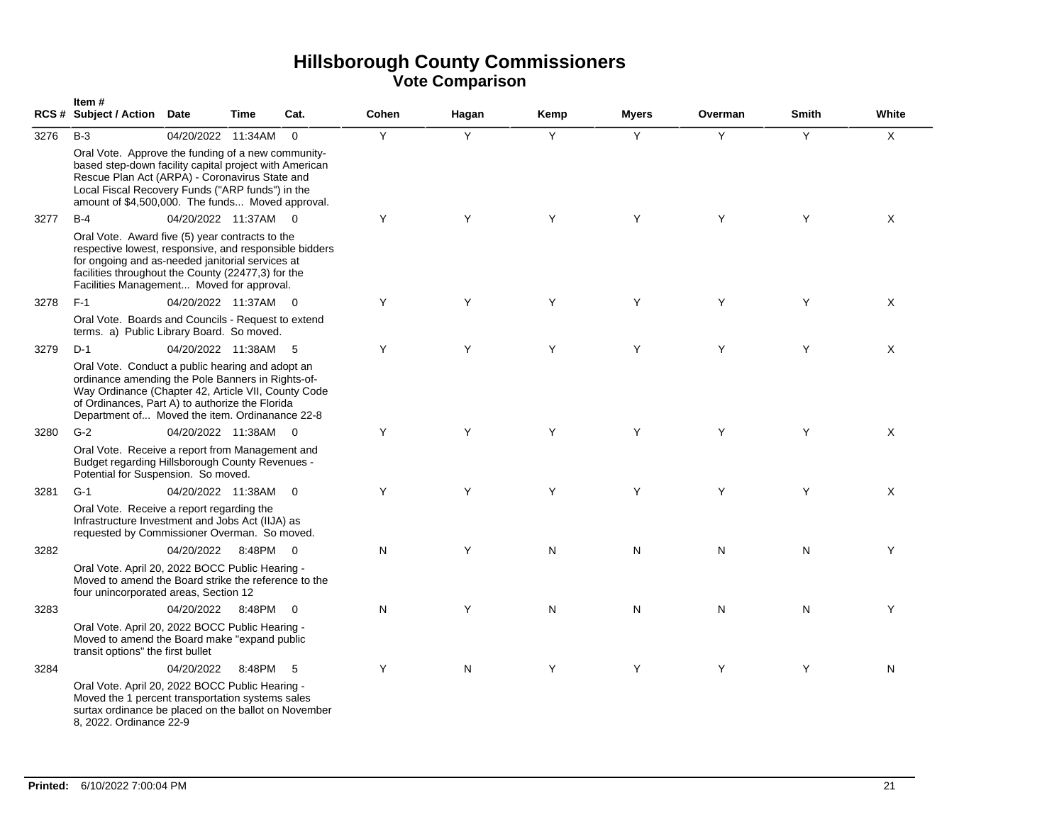# Hillsborough County Commissioners
## Vote Comparison

| RCS # | Item # Subject / Action | Date | Time | Cat. | Cohen | Hagan | Kemp | Myers | Overman | Smith | White |
|---|---|---|---|---|---|---|---|---|---|---|---|
| 3276 | B-3 | 04/20/2022 | 11:34AM | 0 | Y | Y | Y | Y | Y | Y | X |
| | Oral Vote. Approve the funding of a new community-based step-down facility capital project with American Rescue Plan Act (ARPA) - Coronavirus State and Local Fiscal Recovery Funds ("ARP funds") in the amount of $4,500,000. The funds... Moved approval. | | | | | | | | | | |
| 3277 | B-4 | 04/20/2022 | 11:37AM | 0 | Y | Y | Y | Y | Y | Y | X |
| | Oral Vote. Award five (5) year contracts to the respective lowest, responsive, and responsible bidders for ongoing and as-needed janitorial services at facilities throughout the County (22477,3) for the Facilities Management... Moved for approval. | | | | | | | | | | |
| 3278 | F-1 | 04/20/2022 | 11:37AM | 0 | Y | Y | Y | Y | Y | Y | X |
| | Oral Vote. Boards and Councils - Request to extend terms. a) Public Library Board. So moved. | | | | | | | | | | |
| 3279 | D-1 | 04/20/2022 | 11:38AM | 5 | Y | Y | Y | Y | Y | Y | X |
| | Oral Vote. Conduct a public hearing and adopt an ordinance amending the Pole Banners in Rights-of-Way Ordinance (Chapter 42, Article VII, County Code of Ordinances, Part A) to authorize the Florida Department of... Moved the item. Ordinanance 22-8 | | | | | | | | | | |
| 3280 | G-2 | 04/20/2022 | 11:38AM | 0 | Y | Y | Y | Y | Y | Y | X |
| | Oral Vote. Receive a report from Management and Budget regarding Hillsborough County Revenues - Potential for Suspension. So moved. | | | | | | | | | | |
| 3281 | G-1 | 04/20/2022 | 11:38AM | 0 | Y | Y | Y | Y | Y | Y | X |
| | Oral Vote. Receive a report regarding the Infrastructure Investment and Jobs Act (IIJA) as requested by Commissioner Overman. So moved. | | | | | | | | | | |
| 3282 | | 04/20/2022 | 8:48PM | 0 | N | Y | N | N | N | N | Y |
| | Oral Vote. April 20, 2022 BOCC Public Hearing - Moved to amend the Board strike the reference to the four unincorporated areas, Section 12 | | | | | | | | | | |
| 3283 | | 04/20/2022 | 8:48PM | 0 | N | Y | N | N | N | N | Y |
| | Oral Vote. April 20, 2022 BOCC Public Hearing - Moved to amend the Board make "expand public transit options" the first bullet | | | | | | | | | | |
| 3284 | | 04/20/2022 | 8:48PM | 5 | Y | N | Y | Y | Y | Y | N |
| | Oral Vote. April 20, 2022 BOCC Public Hearing - Moved the 1 percent transportation systems sales surtax ordinance be placed on the ballot on November 8, 2022. Ordinance 22-9 | | | | | | | | | | |

**Printed:** 6/10/2022 7:00:04 PM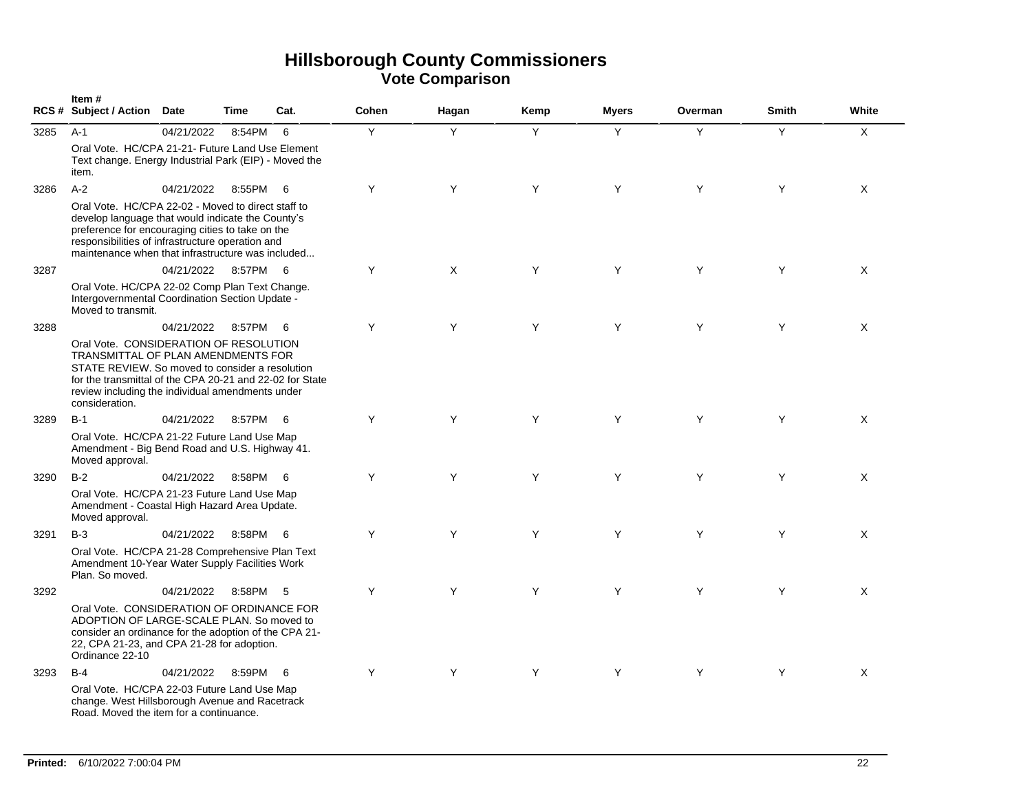# Hillsborough County Commissioners
## Vote Comparison

| RCS # | Item # Subject / Action | Date | Time | Cat. | Cohen | Hagan | Kemp | Myers | Overman | Smith | White |
|---|---|---|---|---|---|---|---|---|---|---|---|
| 3285 | A-1 | 04/21/2022 | 8:54PM | 6 | Y | Y | Y | Y | Y | Y | X |
| | Oral Vote. HC/CPA 21-21- Future Land Use Element Text change. Energy Industrial Park (EIP) - Moved the item. | | | | | | | | | | |
| 3286 | A-2 | 04/21/2022 | 8:55PM | 6 | Y | Y | Y | Y | Y | Y | X |
| | Oral Vote. HC/CPA 22-02 - Moved to direct staff to develop language that would indicate the County's preference for encouraging cities to take on the responsibilities of infrastructure operation and maintenance when that infrastructure was included... | | | | | | | | | | |
| 3287 | | 04/21/2022 | 8:57PM | 6 | Y | X | Y | Y | Y | Y | X |
| | Oral Vote. HC/CPA 22-02 Comp Plan Text Change. Intergovernmental Coordination Section Update - Moved to transmit. | | | | | | | | | | |
| 3288 | | 04/21/2022 | 8:57PM | 6 | Y | Y | Y | Y | Y | Y | X |
| | Oral Vote. CONSIDERATION OF RESOLUTION TRANSMITTAL OF PLAN AMENDMENTS FOR STATE REVIEW. So moved to consider a resolution for the transmittal of the CPA 20-21 and 22-02 for State review including the individual amendments under consideration. | | | | | | | | | | |
| 3289 | B-1 | 04/21/2022 | 8:57PM | 6 | Y | Y | Y | Y | Y | Y | X |
| | Oral Vote. HC/CPA 21-22 Future Land Use Map Amendment - Big Bend Road and U.S. Highway 41. Moved approval. | | | | | | | | | | |
| 3290 | B-2 | 04/21/2022 | 8:58PM | 6 | Y | Y | Y | Y | Y | Y | X |
| | Oral Vote. HC/CPA 21-23 Future Land Use Map Amendment - Coastal High Hazard Area Update. Moved approval. | | | | | | | | | | |
| 3291 | B-3 | 04/21/2022 | 8:58PM | 6 | Y | Y | Y | Y | Y | Y | X |
| | Oral Vote. HC/CPA 21-28 Comprehensive Plan Text Amendment 10-Year Water Supply Facilities Work Plan. So moved. | | | | | | | | | | |
| 3292 | | 04/21/2022 | 8:58PM | 5 | Y | Y | Y | Y | Y | Y | X |
| | Oral Vote. CONSIDERATION OF ORDINANCE FOR ADOPTION OF LARGE-SCALE PLAN. So moved to consider an ordinance for the adoption of the CPA 21-22, CPA 21-23, and CPA 21-28 for adoption. Ordinance 22-10 | | | | | | | | | | |
| 3293 | B-4 | 04/21/2022 | 8:59PM | 6 | Y | Y | Y | Y | Y | Y | X |
| | Oral Vote. HC/CPA 22-03 Future Land Use Map change. West Hillsborough Avenue and Racetrack Road. Moved the item for a continuance. | | | | | | | | | | |

**Printed:** 6/10/2022 7:00:04 PM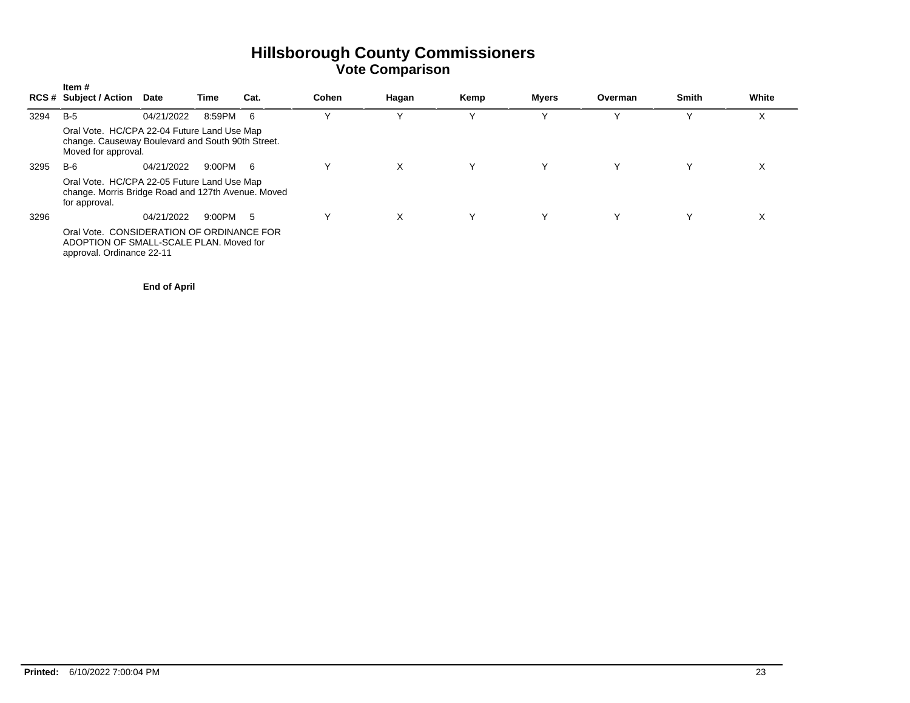# Hillsborough County Commissioners
## Vote Comparison

| RCS # | Item # Subject / Action | Date | Time | Cat. | Cohen | Hagan | Kemp | Myers | Overman | Smith | White |
|---|---|---|---|---|---|---|---|---|---|---|---|
| 3294 | B-5 | 04/21/2022 | 8:59PM | 6 | Y | Y | Y | Y | Y | Y | X |
| | Oral Vote. HC/CPA 22-04 Future Land Use Map change. Causeway Boulevard and South 90th Street. Moved for approval. | | | | | | | | | | |
| 3295 | B-6 | 04/21/2022 | 9:00PM | 6 | Y | X | Y | Y | Y | Y | X |
| | Oral Vote. HC/CPA 22-05 Future Land Use Map change. Morris Bridge Road and 127th Avenue. Moved for approval. | | | | | | | | | | |
| 3296 | | 04/21/2022 | 9:00PM | 5 | Y | X | Y | Y | Y | Y | X |
| | Oral Vote. CONSIDERATION OF ORDINANCE FOR ADOPTION OF SMALL-SCALE PLAN. Moved for approval. Ordinance 22-11 | | | | | | | | | | |

**End of April**

**Printed:** 6/10/2022 7:00:04 PM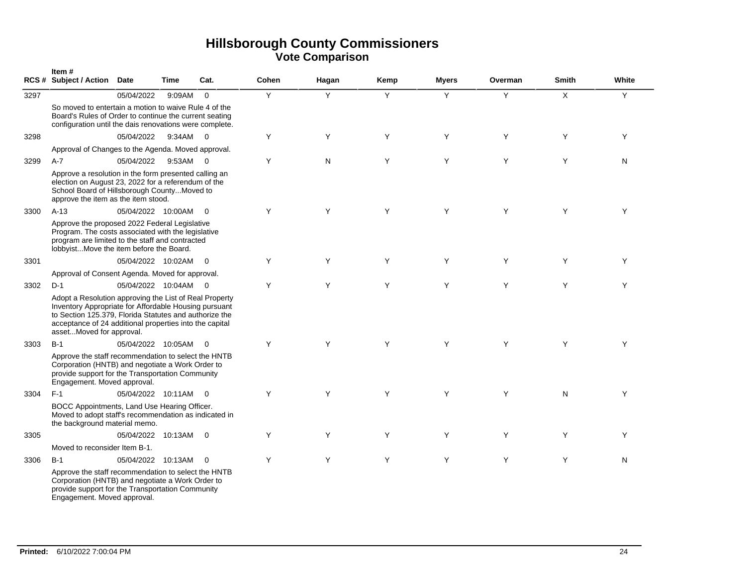# Hillsborough County Commissioners
## Vote Comparison

| RCS # | Item # Subject / Action | Date | Time | Cat. | Cohen | Hagan | Kemp | Myers | Overman | Smith | White |
|---|---|---|---|---|---|---|---|---|---|---|---|
| 3297 | | 05/04/2022 | 9:09AM | 0 | Y | Y | Y | Y | Y | X | Y |
| | So moved to entertain a motion to waive Rule 4 of the Board's Rules of Order to continue the current seating configuration until the dais renovations were complete. | | | | | | | | | | |
| 3298 | | 05/04/2022 | 9:34AM | 0 | Y | Y | Y | Y | Y | Y | Y |
| | Approval of Changes to the Agenda. Moved approval. | | | | | | | | | | |
| 3299 | A-7 | 05/04/2022 | 9:53AM | 0 | Y | N | Y | Y | Y | Y | N |
| | Approve a resolution in the form presented calling an election on August 23, 2022 for a referendum of the School Board of Hillsborough County...Moved to approve the item as the item stood. | | | | | | | | | | |
| 3300 | A-13 | 05/04/2022 | 10:00AM | 0 | Y | Y | Y | Y | Y | Y | Y |
| | Approve the proposed 2022 Federal Legislative Program. The costs associated with the legislative program are limited to the staff and contracted lobbyist...Move the item before the Board. | | | | | | | | | | |
| 3301 | | 05/04/2022 | 10:02AM | 0 | Y | Y | Y | Y | Y | Y | Y |
| | Approval of Consent Agenda. Moved for approval. | | | | | | | | | | |
| 3302 | D-1 | 05/04/2022 | 10:04AM | 0 | Y | Y | Y | Y | Y | Y | Y |
| | Adopt a Resolution approving the List of Real Property Inventory Appropriate for Affordable Housing pursuant to Section 125.379, Florida Statutes and authorize the acceptance of 24 additional properties into the capital asset...Moved for approval. | | | | | | | | | | |
| 3303 | B-1 | 05/04/2022 | 10:05AM | 0 | Y | Y | Y | Y | Y | Y | Y |
| | Approve the staff recommendation to select the HNTB Corporation (HNTB) and negotiate a Work Order to provide support for the Transportation Community Engagement. Moved approval. | | | | | | | | | | |
| 3304 | F-1 | 05/04/2022 | 10:11AM | 0 | Y | Y | Y | Y | Y | N | Y |
| | BOCC Appointments, Land Use Hearing Officer. Moved to adopt staff's recommendation as indicated in the background material memo. | | | | | | | | | | |
| 3305 | | 05/04/2022 | 10:13AM | 0 | Y | Y | Y | Y | Y | Y | Y |
| | Moved to reconsider Item B-1. | | | | | | | | | | |
| 3306 | B-1 | 05/04/2022 | 10:13AM | 0 | Y | Y | Y | Y | Y | Y | N |
| | Approve the staff recommendation to select the HNTB Corporation (HNTB) and negotiate a Work Order to provide support for the Transportation Community Engagement. Moved approval. | | | | | | | | | | |

**Printed:** 6/10/2022 7:00:04 PM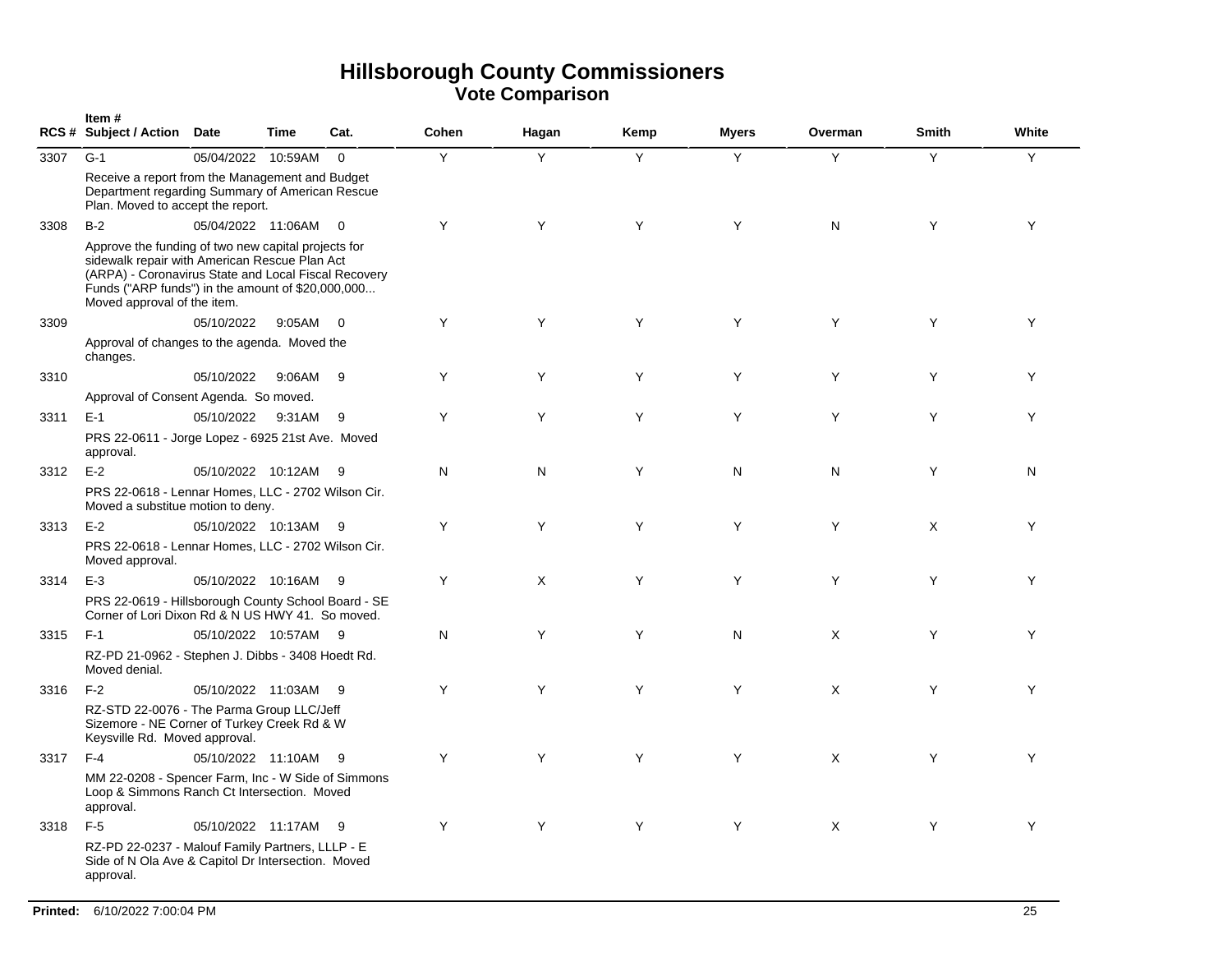# Hillsborough County Commissioners
## Vote Comparison

| RCS # | Item # Subject / Action | Date | Time | Cat. | Cohen | Hagan | Kemp | Myers | Overman | Smith | White |
|---|---|---|---|---|---|---|---|---|---|---|---|
| 3307 | G-1 | 05/04/2022 | 10:59AM | 0 | Y | Y | Y | Y | Y | Y | Y |
| | Receive a report from the Management and Budget Department regarding Summary of American Rescue Plan. Moved to accept the report. | | | | | | | | | | |
| 3308 | B-2 | 05/04/2022 | 11:06AM | 0 | Y | Y | Y | Y | N | Y | Y |
| | Approve the funding of two new capital projects for sidewalk repair with American Rescue Plan Act (ARPA) - Coronavirus State and Local Fiscal Recovery Funds ("ARP funds") in the amount of $20,000,000... Moved approval of the item. | | | | | | | | | | |
| 3309 | | 05/10/2022 | 9:05AM | 0 | Y | Y | Y | Y | Y | Y | Y |
| | Approval of changes to the agenda. Moved the changes. | | | | | | | | | | |
| 3310 | | 05/10/2022 | 9:06AM | 9 | Y | Y | Y | Y | Y | Y | Y |
| | Approval of Consent Agenda. So moved. | | | | | | | | | | |
| 3311 | E-1 | 05/10/2022 | 9:31AM | 9 | Y | Y | Y | Y | Y | Y | Y |
| | PRS 22-0611 - Jorge Lopez - 6925 21st Ave. Moved approval. | | | | | | | | | | |
| 3312 | E-2 | 05/10/2022 | 10:12AM | 9 | N | N | Y | N | N | Y | N |
| | PRS 22-0618 - Lennar Homes, LLC - 2702 Wilson Cir. Moved a substitue motion to deny. | | | | | | | | | | |
| 3313 | E-2 | 05/10/2022 | 10:13AM | 9 | Y | Y | Y | Y | Y | X | Y |
| | PRS 22-0618 - Lennar Homes, LLC - 2702 Wilson Cir. Moved approval. | | | | | | | | | | |
| 3314 | E-3 | 05/10/2022 | 10:16AM | 9 | Y | X | Y | Y | Y | Y | Y |
| | PRS 22-0619 - Hillsborough County School Board - SE Corner of Lori Dixon Rd & N US HWY 41. So moved. | | | | | | | | | | |
| 3315 | F-1 | 05/10/2022 | 10:57AM | 9 | N | Y | Y | N | X | Y | Y |
| | RZ-PD 21-0962 - Stephen J. Dibbs - 3408 Hoedt Rd. Moved denial. | | | | | | | | | | |
| 3316 | F-2 | 05/10/2022 | 11:03AM | 9 | Y | Y | Y | Y | X | Y | Y |
| | RZ-STD 22-0076 - The Parma Group LLC/Jeff Sizemore - NE Corner of Turkey Creek Rd & W Keysville Rd. Moved approval. | | | | | | | | | | |
| 3317 | F-4 | 05/10/2022 | 11:10AM | 9 | Y | Y | Y | Y | X | Y | Y |
| | MM 22-0208 - Spencer Farm, Inc - W Side of Simmons Loop & Simmons Ranch Ct Intersection. Moved approval. | | | | | | | | | | |
| 3318 | F-5 | 05/10/2022 | 11:17AM | 9 | Y | Y | Y | Y | X | Y | Y |
| | RZ-PD 22-0237 - Malouf Family Partners, LLLP - E Side of N Ola Ave & Capitol Dr Intersection. Moved approval. | | | | | | | | | | |

**Printed:** 6/10/2022 7:00:04 PM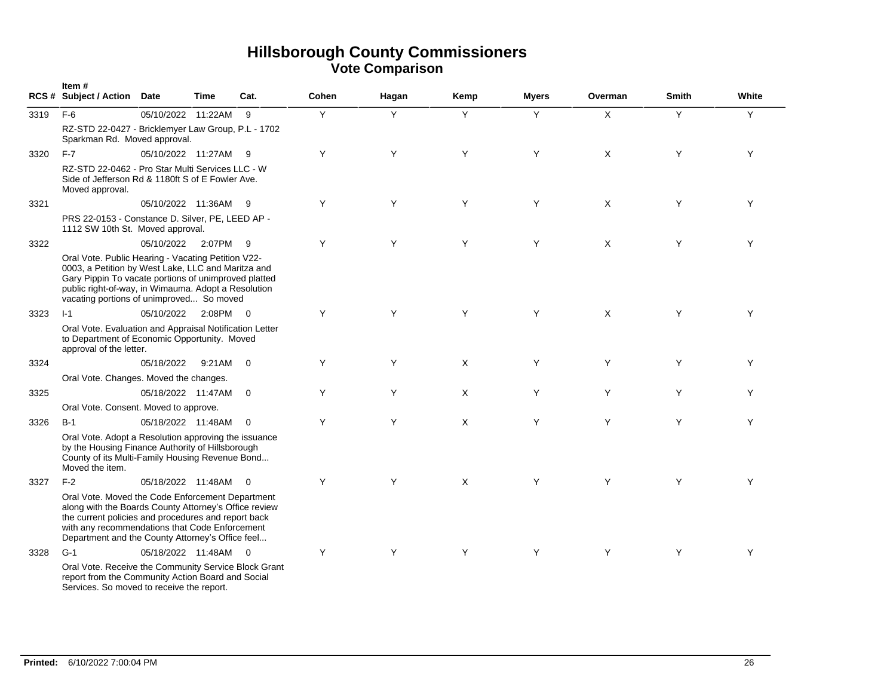# Hillsborough County Commissioners
## Vote Comparison

| RCS # | Item # Subject / Action | Date | Time | Cat. | Cohen | Hagan | Kemp | Myers | Overman | Smith | White |
|---|---|---|---|---|---|---|---|---|---|---|---|
| 3319 | F-6<br>RZ-STD 22-0427 - Bricklemyer Law Group, P.L - 1702 Sparkman Rd. Moved approval. | 05/10/2022 | 11:22AM | 9 | Y | Y | Y | Y | X | Y | Y |
| 3320 | F-7<br>RZ-STD 22-0462 - Pro Star Multi Services LLC - W Side of Jefferson Rd & 1180ft S of E Fowler Ave. Moved approval. | 05/10/2022 | 11:27AM | 9 | Y | Y | Y | Y | X | Y | Y |
| 3321 | PRS 22-0153 - Constance D. Silver, PE, LEED AP - 1112 SW 10th St. Moved approval. | 05/10/2022 | 11:36AM | 9 | Y | Y | Y | Y | X | Y | Y |
| 3322 | Oral Vote. Public Hearing - Vacating Petition V22-0003, a Petition by West Lake, LLC and Maritza and Gary Pippin To vacate portions of unimproved platted public right-of-way, in Wimauma. Adopt a Resolution vacating portions of unimproved... So moved | 05/10/2022 | 2:07PM | 9 | Y | Y | Y | Y | X | Y | Y |
| 3323 | I-1<br>Oral Vote. Evaluation and Appraisal Notification Letter to Department of Economic Opportunity. Moved approval of the letter. | 05/10/2022 | 2:08PM | 0 | Y | Y | Y | Y | X | Y | Y |
| 3324 | Oral Vote. Changes. Moved the changes. | 05/18/2022 | 9:21AM | 0 | Y | Y | X | Y | Y | Y | Y |
| 3325 | Oral Vote. Consent. Moved to approve. | 05/18/2022 | 11:47AM | 0 | Y | Y | X | Y | Y | Y | Y |
| 3326 | B-1<br>Oral Vote. Adopt a Resolution approving the issuance by the Housing Finance Authority of Hillsborough County of its Multi-Family Housing Revenue Bond... Moved the item. | 05/18/2022 | 11:48AM | 0 | Y | Y | X | Y | Y | Y | Y |
| 3327 | F-2<br>Oral Vote. Moved the Code Enforcement Department along with the Boards County Attorney's Office review the current policies and procedures and report back with any recommendations that Code Enforcement Department and the County Attorney's Office feel... | 05/18/2022 | 11:48AM | 0 | Y | Y | X | Y | Y | Y | Y |
| 3328 | G-1<br>Oral Vote. Receive the Community Service Block Grant report from the Community Action Board and Social Services. So moved to receive the report. | 05/18/2022 | 11:48AM | 0 | Y | Y | Y | Y | Y | Y | Y |

**Printed:** 6/10/2022 7:00:04 PM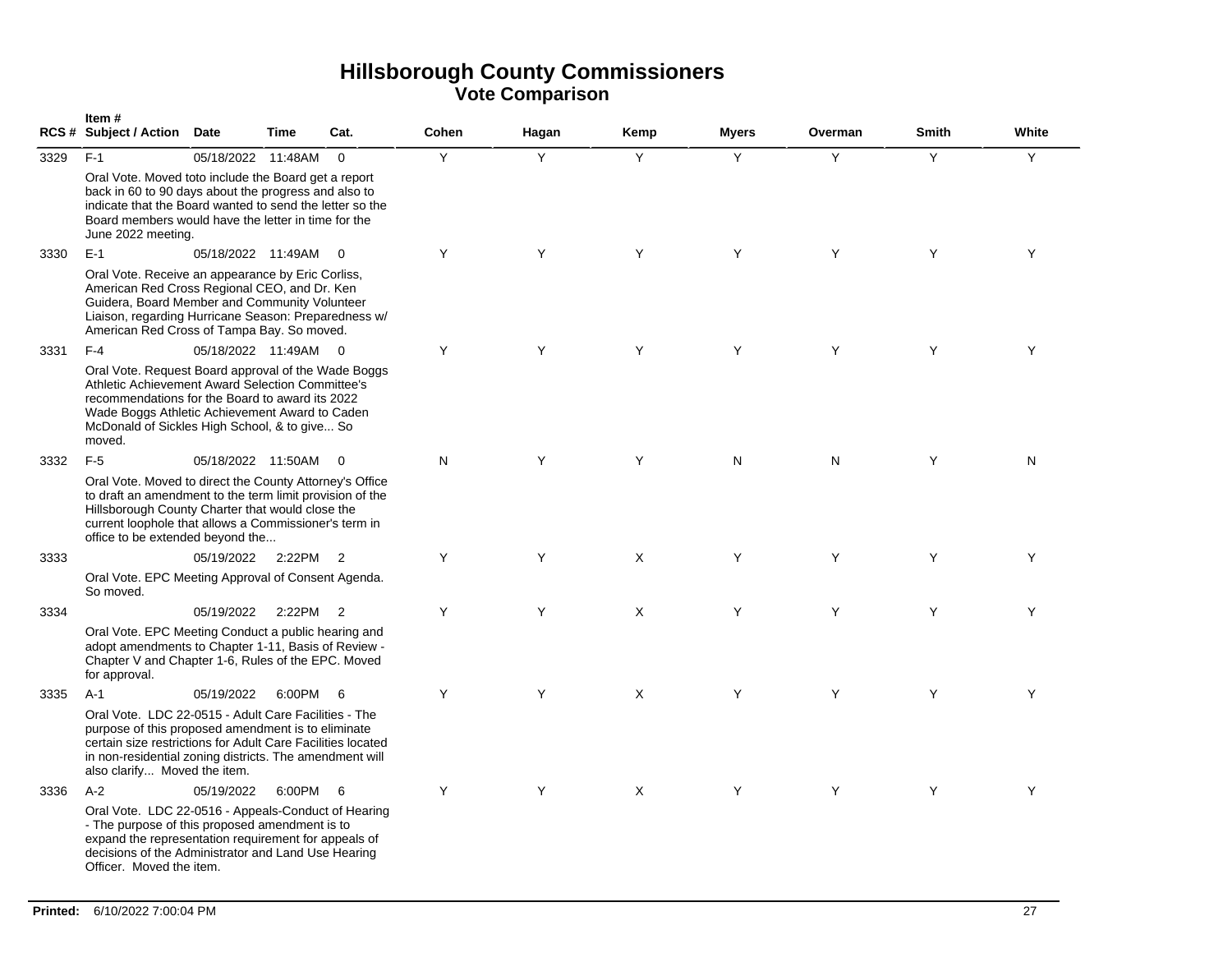# Hillsborough County Commissioners
## Vote Comparison

| RCS # | Item # Subject / Action | Date | Time | Cat. | Cohen | Hagan | Kemp | Myers | Overman | Smith | White |
|---|---|---|---|---|---|---|---|---|---|---|---|
| 3329 | F-1 | 05/18/2022 | 11:48AM | 0 | Y | Y | Y | Y | Y | Y | Y |
| | Oral Vote. Moved toto include the Board get a report back in 60 to 90 days about the progress and also to indicate that the Board wanted to send the letter so the Board members would have the letter in time for the June 2022 meeting. | | | | | | | | | | |
| 3330 | E-1 | 05/18/2022 | 11:49AM | 0 | Y | Y | Y | Y | Y | Y | Y |
| | Oral Vote. Receive an appearance by Eric Corliss, American Red Cross Regional CEO, and Dr. Ken Guidera, Board Member and Community Volunteer Liaison, regarding Hurricane Season: Preparedness w/ American Red Cross of Tampa Bay. So moved. | | | | | | | | | | |
| 3331 | F-4 | 05/18/2022 | 11:49AM | 0 | Y | Y | Y | Y | Y | Y | Y |
| | Oral Vote. Request Board approval of the Wade Boggs Athletic Achievement Award Selection Committee's recommendations for the Board to award its 2022 Wade Boggs Athletic Achievement Award to Caden McDonald of Sickles High School, & to give... So moved. | | | | | | | | | | |
| 3332 | F-5 | 05/18/2022 | 11:50AM | 0 | N | Y | Y | N | N | Y | N |
| | Oral Vote. Moved to direct the County Attorney's Office to draft an amendment to the term limit provision of the Hillsborough County Charter that would close the current loophole that allows a Commissioner's term in office to be extended beyond the... | | | | | | | | | | |
| 3333 | | 05/19/2022 | 2:22PM | 2 | Y | Y | X | Y | Y | Y | Y |
| | Oral Vote. EPC Meeting Approval of Consent Agenda. So moved. | | | | | | | | | | |
| 3334 | | 05/19/2022 | 2:22PM | 2 | Y | Y | X | Y | Y | Y | Y |
| | Oral Vote. EPC Meeting Conduct a public hearing and adopt amendments to Chapter 1-11, Basis of Review - Chapter V and Chapter 1-6, Rules of the EPC. Moved for approval. | | | | | | | | | | |
| 3335 | A-1 | 05/19/2022 | 6:00PM | 6 | Y | Y | X | Y | Y | Y | Y |
| | Oral Vote. LDC 22-0515 - Adult Care Facilities - The purpose of this proposed amendment is to eliminate certain size restrictions for Adult Care Facilities located in non-residential zoning districts. The amendment will also clarify... Moved the item. | | | | | | | | | | |
| 3336 | A-2 | 05/19/2022 | 6:00PM | 6 | Y | Y | X | Y | Y | Y | Y |
| | Oral Vote. LDC 22-0516 - Appeals-Conduct of Hearing - The purpose of this proposed amendment is to expand the representation requirement for appeals of decisions of the Administrator and Land Use Hearing Officer. Moved the item. | | | | | | | | | | |

**Printed:** 6/10/2022 7:00:04 PM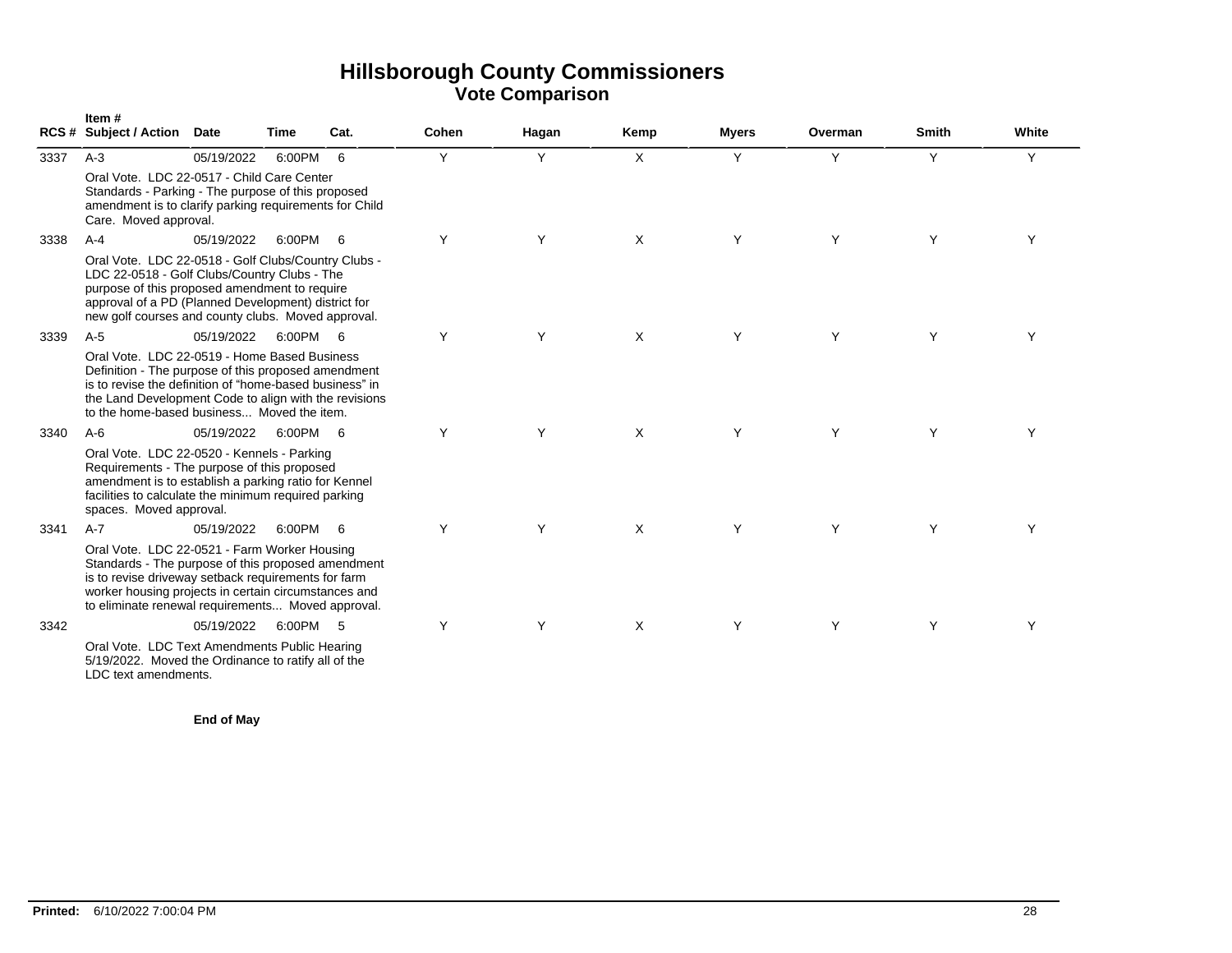# Hillsborough County Commissioners

## Vote Comparison

| RCS # | Item # Subject / Action | Date | Time | Cat. | Cohen | Hagan | Kemp | Myers | Overman | Smith | White |
|---|---|---|---|---|---|---|---|---|---|---|---|
| 3337 | A-3<br>Oral Vote. LDC 22-0517 - Child Care Center Standards - Parking - The purpose of this proposed amendment is to clarify parking requirements for Child Care. Moved approval. | 05/19/2022 | 6:00PM | 6 | Y | Y | X | Y | Y | Y | Y |
| 3338 | A-4<br>Oral Vote. LDC 22-0518 - Golf Clubs/Country Clubs - LDC 22-0518 - Golf Clubs/Country Clubs - The purpose of this proposed amendment to require approval of a PD (Planned Development) district for new golf courses and county clubs. Moved approval. | 05/19/2022 | 6:00PM | 6 | Y | Y | X | Y | Y | Y | Y |
| 3339 | A-5<br>Oral Vote. LDC 22-0519 - Home Based Business Definition - The purpose of this proposed amendment is to revise the definition of "home-based business" in the Land Development Code to align with the revisions to the home-based business... Moved the item. | 05/19/2022 | 6:00PM | 6 | Y | Y | X | Y | Y | Y | Y |
| 3340 | A-6<br>Oral Vote. LDC 22-0520 - Kennels - Parking Requirements - The purpose of this proposed amendment is to establish a parking ratio for Kennel facilities to calculate the minimum required parking spaces. Moved approval. | 05/19/2022 | 6:00PM | 6 | Y | Y | X | Y | Y | Y | Y |
| 3341 | A-7<br>Oral Vote. LDC 22-0521 - Farm Worker Housing Standards - The purpose of this proposed amendment is to revise driveway setback requirements for farm worker housing projects in certain circumstances and to eliminate renewal requirements... Moved approval. | 05/19/2022 | 6:00PM | 6 | Y | Y | X | Y | Y | Y | Y |
| 3342 | Oral Vote. LDC Text Amendments Public Hearing 5/19/2022. Moved the Ordinance to ratify all of the LDC text amendments. | 05/19/2022 | 6:00PM | 5 | Y | Y | X | Y | Y | Y | Y |

**End of May**

**Printed:** 6/10/2022 7:00:04 PM